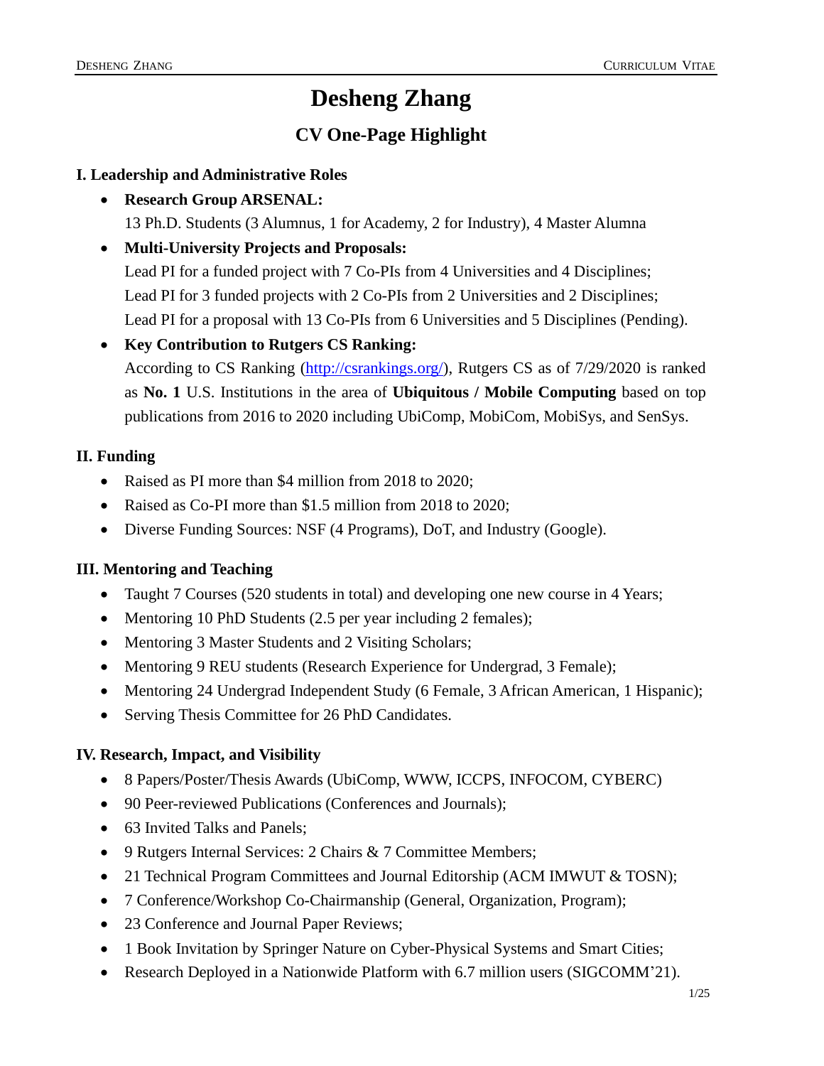# Desheng Zhang

## CV One-Page Highlight

### I. Leadership and Administrative Roles

- **Research Group ARSENAL:**
  13 Ph.D. Students (3 Alumnus, 1 for Academy, 2 for Industry), 4 Master Alumna
- **Multi-University Projects and Proposals:**
  Lead PI for a funded project with 7 Co-PIs from 4 Universities and 4 Disciplines;
  Lead PI for 3 funded projects with 2 Co-PIs from 2 Universities and 2 Disciplines;
  Lead PI for a proposal with 13 Co-PIs from 6 Universities and 5 Disciplines (Pending).
- **Key Contribution to Rutgers CS Ranking:**
  According to CS Ranking (http://csrankings.org/), Rutgers CS as of 7/29/2020 is ranked as **No. 1** U.S. Institutions in the area of **Ubiquitous / Mobile Computing** based on top publications from 2016 to 2020 including UbiComp, MobiCom, MobiSys, and SenSys.

### II. Funding

- Raised as PI more than $4 million from 2018 to 2020;
- Raised as Co-PI more than $1.5 million from 2018 to 2020;
- Diverse Funding Sources: NSF (4 Programs), DoT, and Industry (Google).

### III. Mentoring and Teaching

- Taught 7 Courses (520 students in total) and developing one new course in 4 Years;
- Mentoring 10 PhD Students (2.5 per year including 2 females);
- Mentoring 3 Master Students and 2 Visiting Scholars;
- Mentoring 9 REU students (Research Experience for Undergrad, 3 Female);
- Mentoring 24 Undergrad Independent Study (6 Female, 3 African American, 1 Hispanic);
- Serving Thesis Committee for 26 PhD Candidates.

### IV. Research, Impact, and Visibility

- 8 Papers/Poster/Thesis Awards (UbiComp, WWW, ICCPS, INFOCOM, CYBERC)
- 90 Peer-reviewed Publications (Conferences and Journals);
- 63 Invited Talks and Panels;
- 9 Rutgers Internal Services: 2 Chairs & 7 Committee Members;
- 21 Technical Program Committees and Journal Editorship (ACM IMWUT & TOSN);
- 7 Conference/Workshop Co-Chairmanship (General, Organization, Program);
- 23 Conference and Journal Paper Reviews;
- 1 Book Invitation by Springer Nature on Cyber-Physical Systems and Smart Cities;
- Research Deployed in a Nationwide Platform with 6.7 million users (SIGCOMM'21).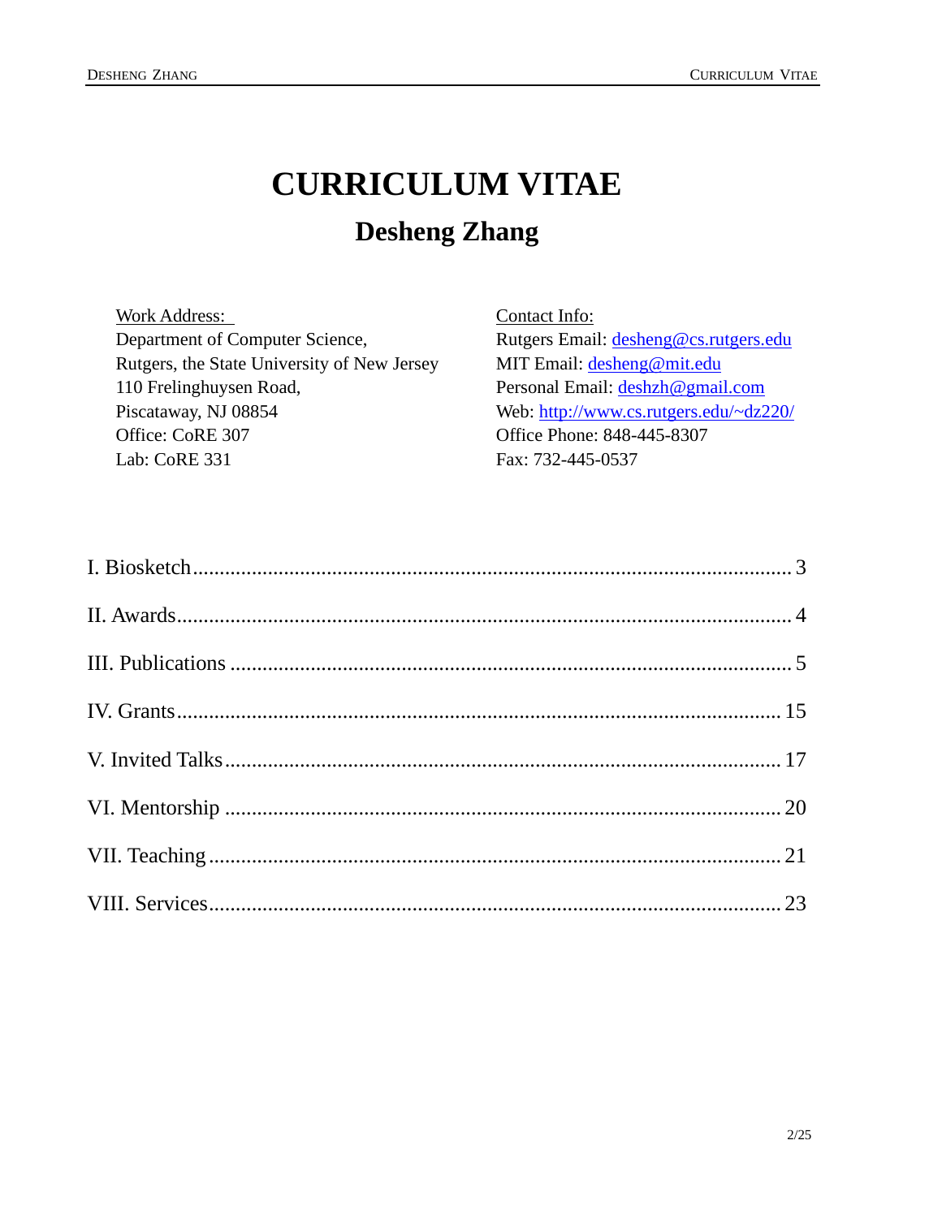# CURRICULUM VITAE

## Desheng Zhang

Work Address:
Department of Computer Science,
Rutgers, the State University of New Jersey
110 Frelinghuysen Road,
Piscataway, NJ 08854
Office: CoRE 307
Lab: CoRE 331

Contact Info:
Rutgers Email: [desheng@cs.rutgers.edu](mailto:desheng@cs.rutgers.edu)
MIT Email: [desheng@mit.edu](mailto:desheng@mit.edu)
Personal Email: [deshzh@gmail.com](mailto:deshzh@gmail.com)
Web: [http://www.cs.rutgers.edu/~dz220/](http://www.cs.rutgers.edu/~dz220/)
Office Phone: 848-445-8307
Fax: 732-445-0537

I. Biosketch ........ 3

II. Awards ........ 4

III. Publications ........ 5

IV. Grants ........ 15

V. Invited Talks ........ 17

VI. Mentorship ........ 20

VII. Teaching ........ 21

VIII. Services ........ 23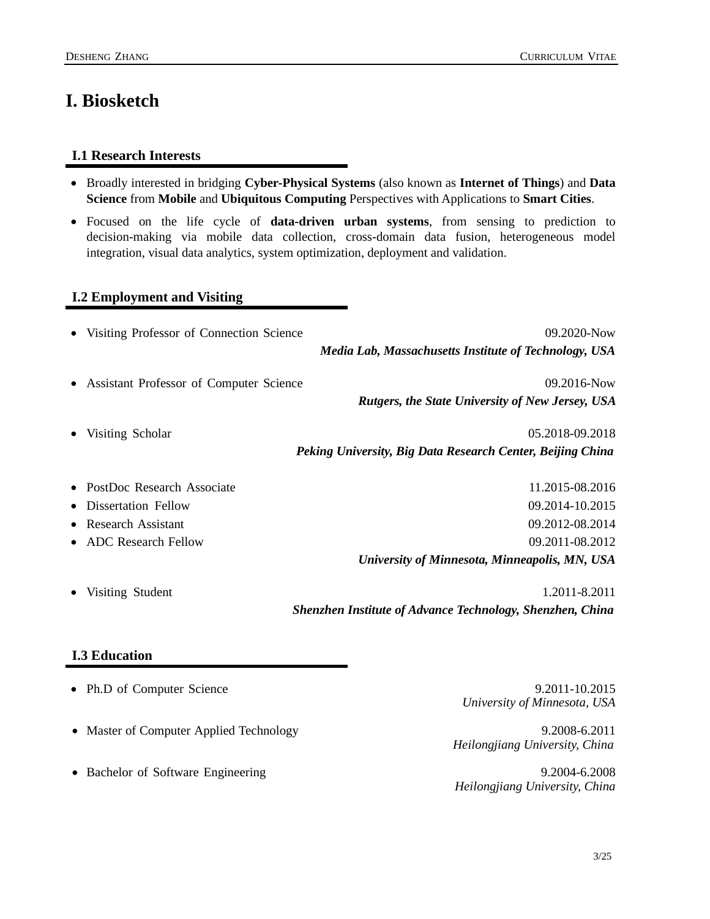# I. Biosketch

## I.1 Research Interests

- Broadly interested in bridging **Cyber-Physical Systems** (also known as **Internet of Things**) and **Data Science** from **Mobile** and **Ubiquitous Computing** Perspectives with Applications to **Smart Cities**.
- Focused on the life cycle of **data-driven urban systems**, from sensing to prediction to decision-making via mobile data collection, cross-domain data fusion, heterogeneous model integration, visual data analytics, system optimization, deployment and validation.

## I.2 Employment and Visiting

- Visiting Professor of Connection Science — 09.2020-Now
  ***Media Lab, Massachusetts Institute of Technology, USA***

- Assistant Professor of Computer Science — 09.2016-Now
  ***Rutgers, the State University of New Jersey, USA***

- Visiting Scholar — 05.2018-09.2018
  ***Peking University, Big Data Research Center, Beijing China***

- PostDoc Research Associate — 11.2015-08.2016
- Dissertation Fellow — 09.2014-10.2015
- Research Assistant — 09.2012-08.2014
- ADC Research Fellow — 09.2011-08.2012
  ***University of Minnesota, Minneapolis, MN, USA***

- Visiting Student — 1.2011-8.2011
  ***Shenzhen Institute of Advance Technology, Shenzhen, China***

## I.3 Education

- Ph.D of Computer Science — 9.2011-10.2015
  *University of Minnesota, USA*

- Master of Computer Applied Technology — 9.2008-6.2011
  *Heilongjiang University, China*

- Bachelor of Software Engineering — 9.2004-6.2008
  *Heilongjiang University, China*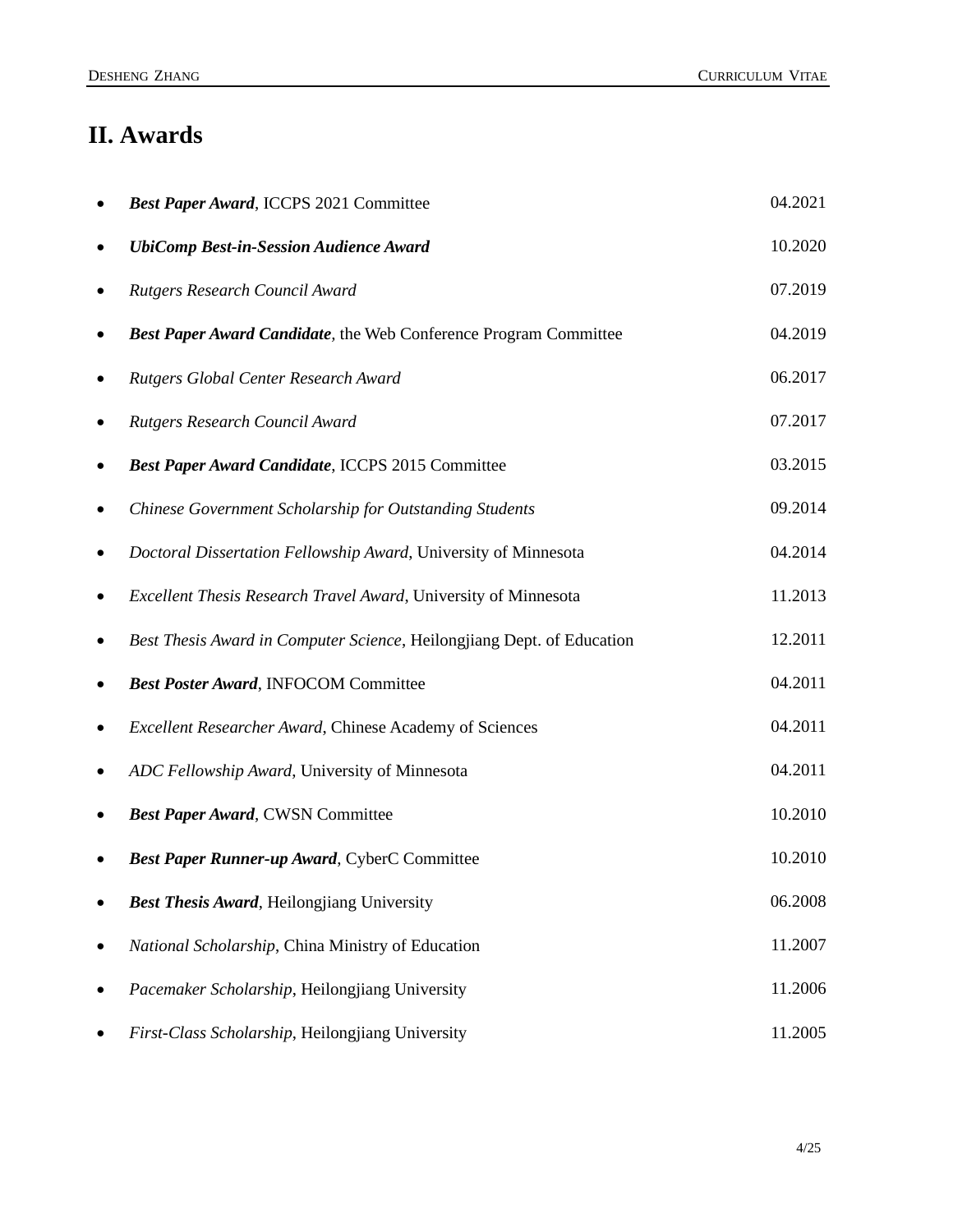# II. Awards

- ***Best Paper Award***, ICCPS 2021 Committee 04.2021
- ***UbiComp Best-in-Session Audience Award*** 10.2020
- *Rutgers Research Council Award* 07.2019
- ***Best Paper Award Candidate***, the Web Conference Program Committee 04.2019
- *Rutgers Global Center Research Award* 06.2017
- *Rutgers Research Council Award* 07.2017
- ***Best Paper Award Candidate***, ICCPS 2015 Committee 03.2015
- *Chinese Government Scholarship for Outstanding Students* 09.2014
- *Doctoral Dissertation Fellowship Award*, University of Minnesota 04.2014
- *Excellent Thesis Research Travel Award*, University of Minnesota 11.2013
- *Best Thesis Award in Computer Science*, Heilongjiang Dept. of Education 12.2011
- ***Best Poster Award***, INFOCOM Committee 04.2011
- *Excellent Researcher Award*, Chinese Academy of Sciences 04.2011
- *ADC Fellowship Award*, University of Minnesota 04.2011
- ***Best Paper Award***, CWSN Committee 10.2010
- ***Best Paper Runner-up Award***, CyberC Committee 10.2010
- ***Best Thesis Award***, Heilongjiang University 06.2008
- *National Scholarship*, China Ministry of Education 11.2007
- *Pacemaker Scholarship*, Heilongjiang University 11.2006
- *First-Class Scholarship*, Heilongjiang University 11.2005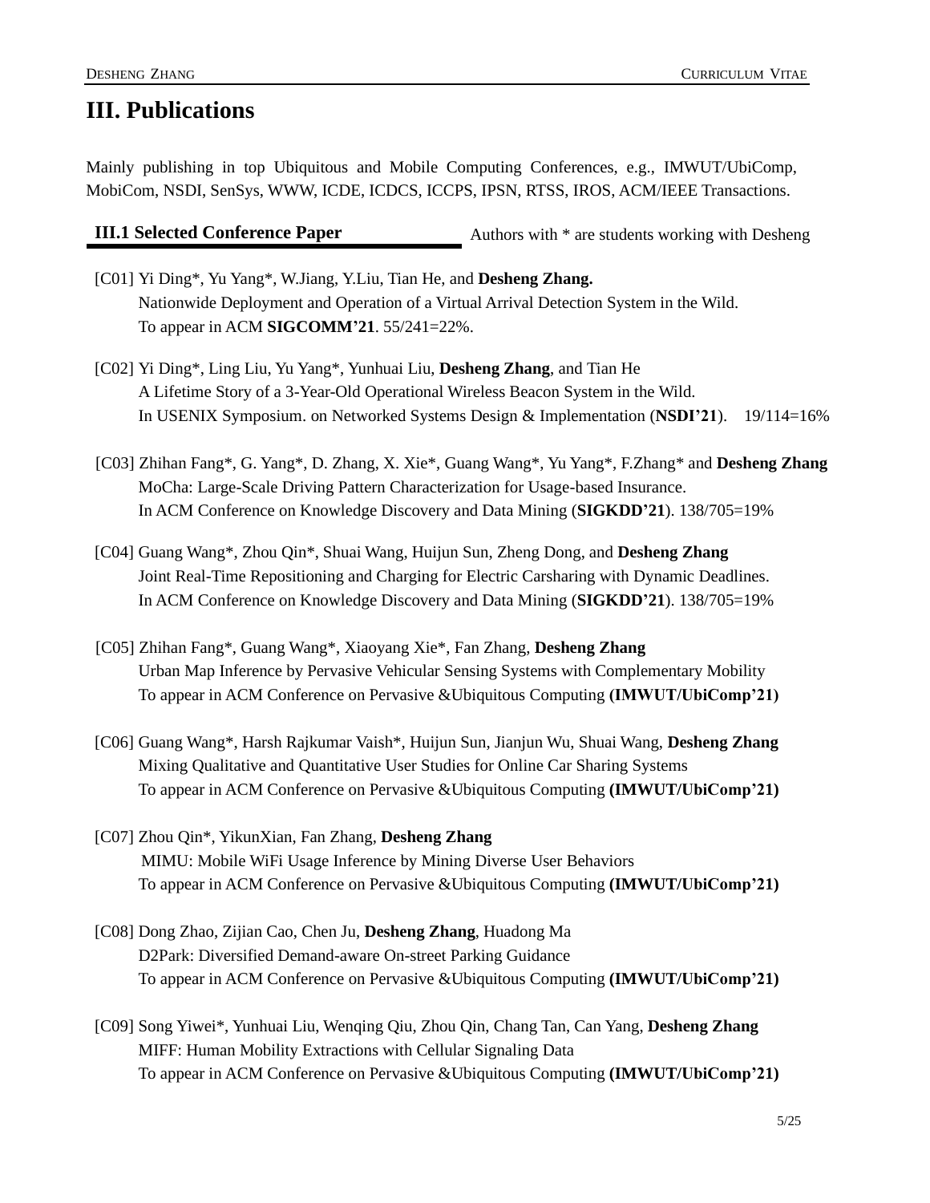# III. Publications

Mainly publishing in top Ubiquitous and Mobile Computing Conferences, e.g., IMWUT/UbiComp, MobiCom, NSDI, SenSys, WWW, ICDE, ICDCS, ICCPS, IPSN, RTSS, IROS, ACM/IEEE Transactions.

## III.1 Selected Conference Paper

Authors with * are students working with Desheng

[C01] Yi Ding*, Yu Yang*, W.Jiang, Y.Liu, Tian He, and **Desheng Zhang.**
Nationwide Deployment and Operation of a Virtual Arrival Detection System in the Wild.
To appear in ACM **SIGCOMM'21**. 55/241=22%.

[C02] Yi Ding*, Ling Liu, Yu Yang*, Yunhuai Liu, **Desheng Zhang**, and Tian He
A Lifetime Story of a 3-Year-Old Operational Wireless Beacon System in the Wild.
In USENIX Symposium. on Networked Systems Design & Implementation (**NSDI'21**). 19/114=16%

[C03] Zhihan Fang*, G. Yang*, D. Zhang, X. Xie*, Guang Wang*, Yu Yang*, F.Zhang* and **Desheng Zhang**
MoCha: Large-Scale Driving Pattern Characterization for Usage-based Insurance.
In ACM Conference on Knowledge Discovery and Data Mining (**SIGKDD'21**). 138/705=19%

[C04] Guang Wang*, Zhou Qin*, Shuai Wang, Huijun Sun, Zheng Dong, and **Desheng Zhang**
Joint Real-Time Repositioning and Charging for Electric Carsharing with Dynamic Deadlines.
In ACM Conference on Knowledge Discovery and Data Mining (**SIGKDD'21**). 138/705=19%

[C05] Zhihan Fang*, Guang Wang*, Xiaoyang Xie*, Fan Zhang, **Desheng Zhang**
Urban Map Inference by Pervasive Vehicular Sensing Systems with Complementary Mobility
To appear in ACM Conference on Pervasive &Ubiquitous Computing **(IMWUT/UbiComp'21)**

[C06] Guang Wang*, Harsh Rajkumar Vaish*, Huijun Sun, Jianjun Wu, Shuai Wang, **Desheng Zhang**
Mixing Qualitative and Quantitative User Studies for Online Car Sharing Systems
To appear in ACM Conference on Pervasive &Ubiquitous Computing **(IMWUT/UbiComp'21)**

[C07] Zhou Qin*, YikunXian, Fan Zhang, **Desheng Zhang**
MIMU: Mobile WiFi Usage Inference by Mining Diverse User Behaviors
To appear in ACM Conference on Pervasive &Ubiquitous Computing **(IMWUT/UbiComp'21)**

[C08] Dong Zhao, Zijian Cao, Chen Ju, **Desheng Zhang**, Huadong Ma
D2Park: Diversified Demand-aware On-street Parking Guidance
To appear in ACM Conference on Pervasive &Ubiquitous Computing **(IMWUT/UbiComp'21)**

[C09] Song Yiwei*, Yunhuai Liu, Wenqing Qiu, Zhou Qin, Chang Tan, Can Yang, **Desheng Zhang**
MIFF: Human Mobility Extractions with Cellular Signaling Data
To appear in ACM Conference on Pervasive &Ubiquitous Computing **(IMWUT/UbiComp'21)**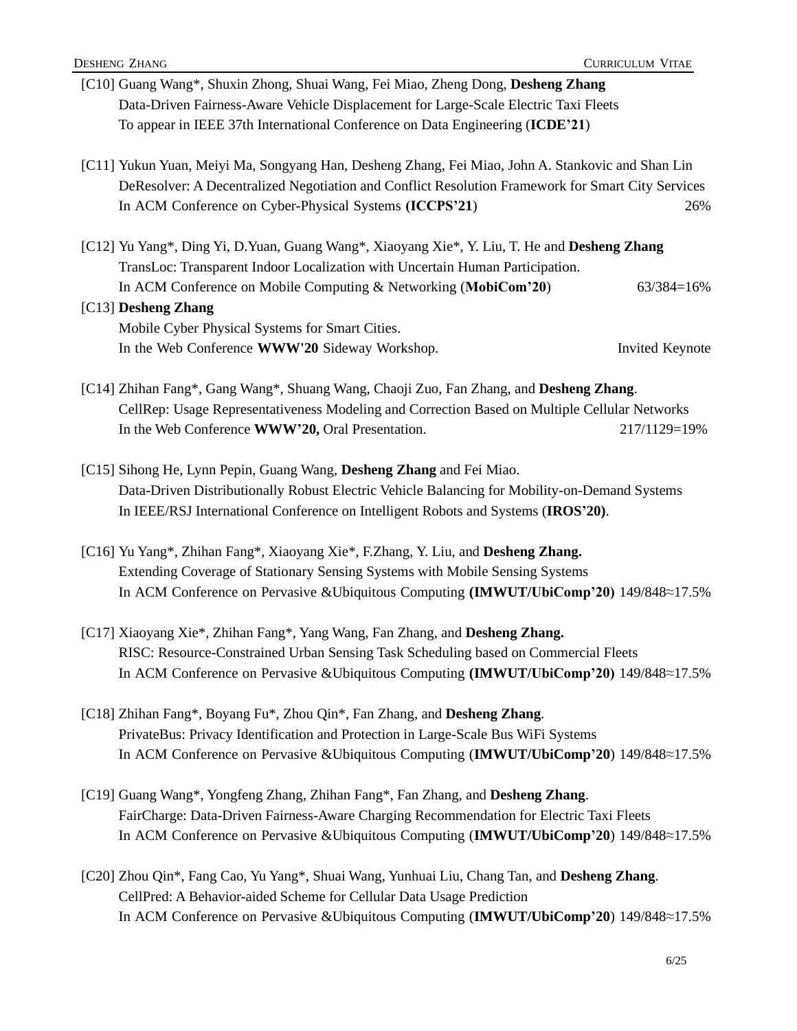[C10] Guang Wang*, Shuxin Zhong, Shuai Wang, Fei Miao, Zheng Dong, **Desheng Zhang**
Data-Driven Fairness-Aware Vehicle Displacement for Large-Scale Electric Taxi Fleets
To appear in IEEE 37th International Conference on Data Engineering (**ICDE'21**)

[C11] Yukun Yuan, Meiyi Ma, Songyang Han, Desheng Zhang, Fei Miao, John A. Stankovic and Shan Lin
DeResolver: A Decentralized Negotiation and Conflict Resolution Framework for Smart City Services
In ACM Conference on Cyber-Physical Systems **(ICCPS'21**) 26%

[C12] Yu Yang*, Ding Yi, D.Yuan, Guang Wang*, Xiaoyang Xie*, Y. Liu, T. He and **Desheng Zhang**
TransLoc: Transparent Indoor Localization with Uncertain Human Participation.
In ACM Conference on Mobile Computing & Networking (**MobiCom'20**) 63/384=16%

[C13] **Desheng Zhang**
Mobile Cyber Physical Systems for Smart Cities.
In the Web Conference **WWW'20** Sideway Workshop. Invited Keynote

[C14] Zhihan Fang*, Gang Wang*, Shuang Wang, Chaoji Zuo, Fan Zhang, and **Desheng Zhang**.
CellRep: Usage Representativeness Modeling and Correction Based on Multiple Cellular Networks
In the Web Conference **WWW'20,** Oral Presentation. 217/1129=19%

[C15] Sihong He, Lynn Pepin, Guang Wang, **Desheng Zhang** and Fei Miao.
Data-Driven Distributionally Robust Electric Vehicle Balancing for Mobility-on-Demand Systems
In IEEE/RSJ International Conference on Intelligent Robots and Systems (**IROS'20)**.

[C16] Yu Yang*, Zhihan Fang*, Xiaoyang Xie*, F.Zhang, Y. Liu, and **Desheng Zhang.**
Extending Coverage of Stationary Sensing Systems with Mobile Sensing Systems
In ACM Conference on Pervasive &Ubiquitous Computing **(IMWUT/UbiComp'20)** 149/848≈17.5%

[C17] Xiaoyang Xie*, Zhihan Fang*, Yang Wang, Fan Zhang, and **Desheng Zhang.**
RISC: Resource-Constrained Urban Sensing Task Scheduling based on Commercial Fleets
In ACM Conference on Pervasive &Ubiquitous Computing **(IMWUT/UbiComp'20)** 149/848≈17.5%

[C18] Zhihan Fang*, Boyang Fu*, Zhou Qin*, Fan Zhang, and **Desheng Zhang**.
PrivateBus: Privacy Identification and Protection in Large-Scale Bus WiFi Systems
In ACM Conference on Pervasive &Ubiquitous Computing (**IMWUT/UbiComp'20**) 149/848≈17.5%

[C19] Guang Wang*, Yongfeng Zhang, Zhihan Fang*, Fan Zhang, and **Desheng Zhang**.
FairCharge: Data-Driven Fairness-Aware Charging Recommendation for Electric Taxi Fleets
In ACM Conference on Pervasive &Ubiquitous Computing (**IMWUT/UbiComp'20**) 149/848≈17.5%

[C20] Zhou Qin*, Fang Cao, Yu Yang*, Shuai Wang, Yunhuai Liu, Chang Tan, and **Desheng Zhang**.
CellPred: A Behavior-aided Scheme for Cellular Data Usage Prediction
In ACM Conference on Pervasive &Ubiquitous Computing (**IMWUT/UbiComp'20**) 149/848≈17.5%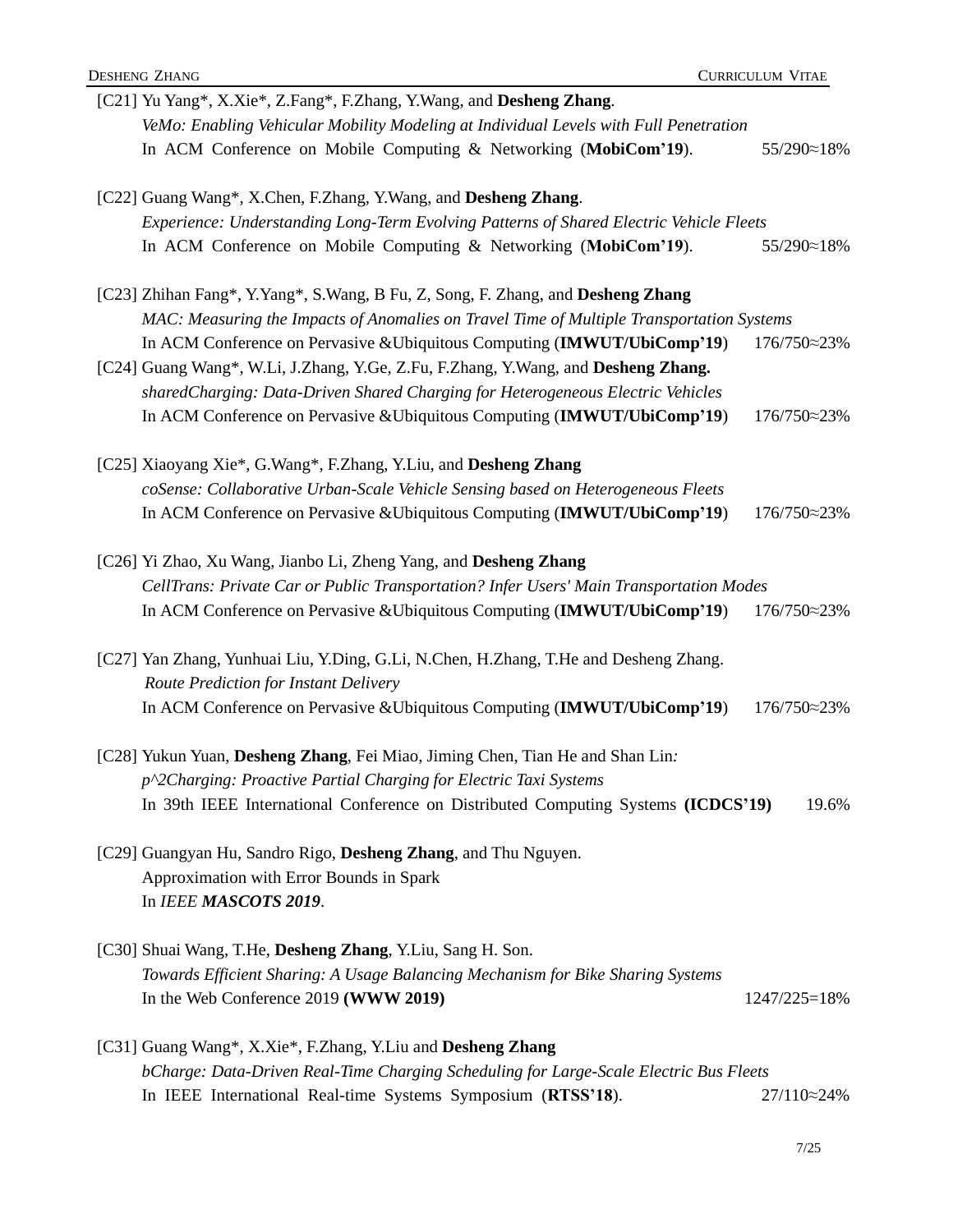[C21] Yu Yang*, X.Xie*, Z.Fang*, F.Zhang, Y.Wang, and **Desheng Zhang**.
*VeMo: Enabling Vehicular Mobility Modeling at Individual Levels with Full Penetration*
In ACM Conference on Mobile Computing & Networking (**MobiCom'19**). 55/290≈18%

[C22] Guang Wang*, X.Chen, F.Zhang, Y.Wang, and **Desheng Zhang**.
*Experience: Understanding Long-Term Evolving Patterns of Shared Electric Vehicle Fleets*
In ACM Conference on Mobile Computing & Networking (**MobiCom'19**). 55/290≈18%

[C23] Zhihan Fang*, Y.Yang*, S.Wang, B Fu, Z, Song, F. Zhang, and **Desheng Zhang**
*MAC: Measuring the Impacts of Anomalies on Travel Time of Multiple Transportation Systems*
In ACM Conference on Pervasive &Ubiquitous Computing (**IMWUT/UbiComp'19**) 176/750≈23%

[C24] Guang Wang*, W.Li, J.Zhang, Y.Ge, Z.Fu, F.Zhang, Y.Wang, and **Desheng Zhang.**
*sharedCharging: Data-Driven Shared Charging for Heterogeneous Electric Vehicles*
In ACM Conference on Pervasive &Ubiquitous Computing (**IMWUT/UbiComp'19**) 176/750≈23%

[C25] Xiaoyang Xie*, G.Wang*, F.Zhang, Y.Liu, and **Desheng Zhang**
*coSense: Collaborative Urban-Scale Vehicle Sensing based on Heterogeneous Fleets*
In ACM Conference on Pervasive &Ubiquitous Computing (**IMWUT/UbiComp'19**) 176/750≈23%

[C26] Yi Zhao, Xu Wang, Jianbo Li, Zheng Yang, and **Desheng Zhang**
*CellTrans: Private Car or Public Transportation? Infer Users' Main Transportation Modes*
In ACM Conference on Pervasive &Ubiquitous Computing (**IMWUT/UbiComp'19**) 176/750≈23%

[C27] Yan Zhang, Yunhuai Liu, Y.Ding, G.Li, N.Chen, H.Zhang, T.He and Desheng Zhang.
*Route Prediction for Instant Delivery*
In ACM Conference on Pervasive &Ubiquitous Computing (**IMWUT/UbiComp'19**) 176/750≈23%

[C28] Yukun Yuan, **Desheng Zhang**, Fei Miao, Jiming Chen, Tian He and Shan Lin:
*p^2Charging: Proactive Partial Charging for Electric Taxi Systems*
In 39th IEEE International Conference on Distributed Computing Systems **(ICDCS'19)** 19.6%

[C29] Guangyan Hu, Sandro Rigo, **Desheng Zhang**, and Thu Nguyen.
Approximation with Error Bounds in Spark
In *IEEE **MASCOTS 2019***.

[C30] Shuai Wang, T.He, **Desheng Zhang**, Y.Liu, Sang H. Son.
*Towards Efficient Sharing: A Usage Balancing Mechanism for Bike Sharing Systems*
In the Web Conference 2019 **(WWW 2019)** 1247/225=18%

[C31] Guang Wang*, X.Xie*, F.Zhang, Y.Liu and **Desheng Zhang**
*bCharge: Data-Driven Real-Time Charging Scheduling for Large-Scale Electric Bus Fleets*
In IEEE International Real-time Systems Symposium (**RTSS'18**). 27/110≈24%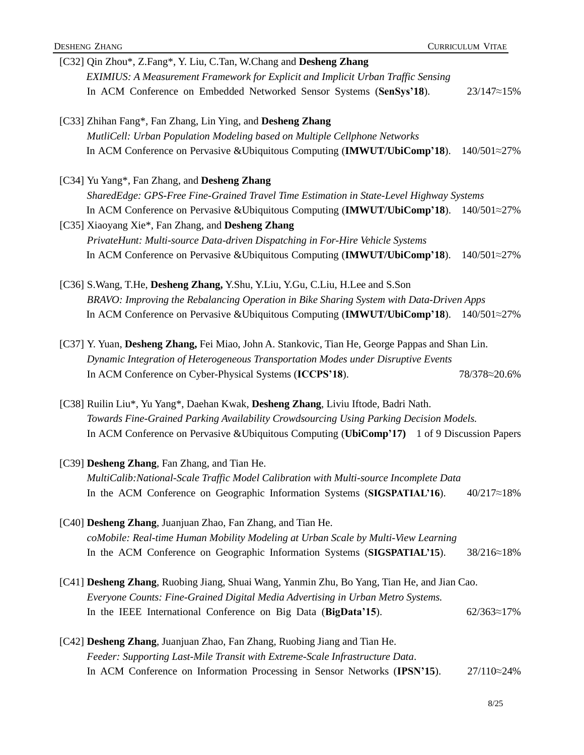[C32] Qin Zhou*, Z.Fang*, Y. Liu, C.Tan, W.Chang and **Desheng Zhang**
*EXIMIUS: A Measurement Framework for Explicit and Implicit Urban Traffic Sensing*
In ACM Conference on Embedded Networked Sensor Systems (**SenSys'18**). 23/147≈15%

[C33] Zhihan Fang*, Fan Zhang, Lin Ying, and **Desheng Zhang**
*MutliCell: Urban Population Modeling based on Multiple Cellphone Networks*
In ACM Conference on Pervasive &Ubiquitous Computing (**IMWUT/UbiComp'18**). 140/501≈27%

[C34] Yu Yang*, Fan Zhang, and **Desheng Zhang**
*SharedEdge: GPS-Free Fine-Grained Travel Time Estimation in State-Level Highway Systems*
In ACM Conference on Pervasive &Ubiquitous Computing (**IMWUT/UbiComp'18**). 140/501≈27%

[C35] Xiaoyang Xie*, Fan Zhang, and **Desheng Zhang**
*PrivateHunt: Multi-source Data-driven Dispatching in For-Hire Vehicle Systems*
In ACM Conference on Pervasive &Ubiquitous Computing (**IMWUT/UbiComp'18**). 140/501≈27%

[C36] S.Wang, T.He, **Desheng Zhang,** Y.Shu, Y.Liu, Y.Gu, C.Liu, H.Lee and S.Son
*BRAVO: Improving the Rebalancing Operation in Bike Sharing System with Data-Driven Apps*
In ACM Conference on Pervasive &Ubiquitous Computing (**IMWUT/UbiComp'18**). 140/501≈27%

[C37] Y. Yuan, **Desheng Zhang,** Fei Miao, John A. Stankovic, Tian He, George Pappas and Shan Lin.
*Dynamic Integration of Heterogeneous Transportation Modes under Disruptive Events*
In ACM Conference on Cyber-Physical Systems (**ICCPS'18**). 78/378≈20.6%

[C38] Ruilin Liu*, Yu Yang*, Daehan Kwak, **Desheng Zhang**, Liviu Iftode, Badri Nath.
*Towards Fine-Grained Parking Availability Crowdsourcing Using Parking Decision Models.*
In ACM Conference on Pervasive &Ubiquitous Computing (**UbiComp'17)** 1 of 9 Discussion Papers

[C39] **Desheng Zhang**, Fan Zhang, and Tian He.
*MultiCalib:National-Scale Traffic Model Calibration with Multi-source Incomplete Data*
In the ACM Conference on Geographic Information Systems (**SIGSPATIAL'16**). 40/217≈18%

[C40] **Desheng Zhang**, Juanjuan Zhao, Fan Zhang, and Tian He.
*coMobile: Real-time Human Mobility Modeling at Urban Scale by Multi-View Learning*
In the ACM Conference on Geographic Information Systems (**SIGSPATIAL'15**). 38/216≈18%

[C41] **Desheng Zhang**, Ruobing Jiang, Shuai Wang, Yanmin Zhu, Bo Yang, Tian He, and Jian Cao.
*Everyone Counts: Fine-Grained Digital Media Advertising in Urban Metro Systems.*
In the IEEE International Conference on Big Data (**BigData'15**). 62/363≈17%

[C42] **Desheng Zhang**, Juanjuan Zhao, Fan Zhang, Ruobing Jiang and Tian He.
*Feeder: Supporting Last-Mile Transit with Extreme-Scale Infrastructure Data*.
In ACM Conference on Information Processing in Sensor Networks (**IPSN'15**). 27/110≈24%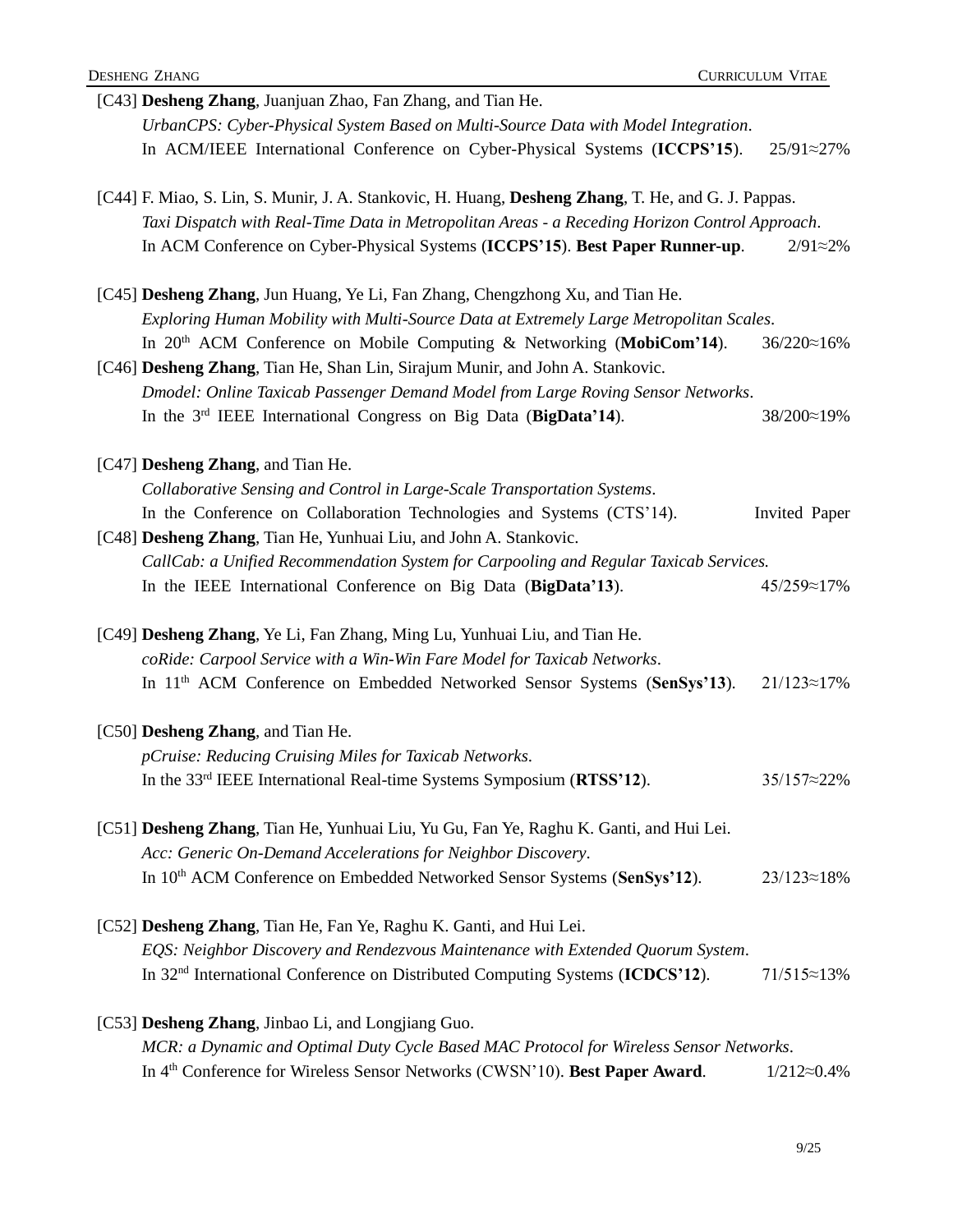[C43] **Desheng Zhang**, Juanjuan Zhao, Fan Zhang, and Tian He.
*UrbanCPS: Cyber-Physical System Based on Multi-Source Data with Model Integration*.
In ACM/IEEE International Conference on Cyber-Physical Systems (**ICCPS'15**). 25/91≈27%

[C44] F. Miao, S. Lin, S. Munir, J. A. Stankovic, H. Huang, **Desheng Zhang**, T. He, and G. J. Pappas.
*Taxi Dispatch with Real-Time Data in Metropolitan Areas - a Receding Horizon Control Approach*.
In ACM Conference on Cyber-Physical Systems (**ICCPS'15**). **Best Paper Runner-up**. 2/91≈2%

[C45] **Desheng Zhang**, Jun Huang, Ye Li, Fan Zhang, Chengzhong Xu, and Tian He.
*Exploring Human Mobility with Multi-Source Data at Extremely Large Metropolitan Scales*.
In 20th ACM Conference on Mobile Computing & Networking (**MobiCom'14**). 36/220≈16%

[C46] **Desheng Zhang**, Tian He, Shan Lin, Sirajum Munir, and John A. Stankovic.
*Dmodel: Online Taxicab Passenger Demand Model from Large Roving Sensor Networks*.
In the 3rd IEEE International Congress on Big Data (**BigData'14**). 38/200≈19%

[C47] **Desheng Zhang**, and Tian He.
*Collaborative Sensing and Control in Large-Scale Transportation Systems*.
In the Conference on Collaboration Technologies and Systems (CTS'14). Invited Paper

[C48] **Desheng Zhang**, Tian He, Yunhuai Liu, and John A. Stankovic.
*CallCab: a Unified Recommendation System for Carpooling and Regular Taxicab Services.*
In the IEEE International Conference on Big Data (**BigData'13**). 45/259≈17%

[C49] **Desheng Zhang**, Ye Li, Fan Zhang, Ming Lu, Yunhuai Liu, and Tian He.
*coRide: Carpool Service with a Win-Win Fare Model for Taxicab Networks*.
In 11th ACM Conference on Embedded Networked Sensor Systems (**SenSys'13**). 21/123≈17%

[C50] **Desheng Zhang**, and Tian He.
*pCruise: Reducing Cruising Miles for Taxicab Networks*.
In the 33rd IEEE International Real-time Systems Symposium (**RTSS'12**). 35/157≈22%

[C51] **Desheng Zhang**, Tian He, Yunhuai Liu, Yu Gu, Fan Ye, Raghu K. Ganti, and Hui Lei.
*Acc: Generic On-Demand Accelerations for Neighbor Discovery*.
In 10th ACM Conference on Embedded Networked Sensor Systems (**SenSys'12**). 23/123≈18%

[C52] **Desheng Zhang**, Tian He, Fan Ye, Raghu K. Ganti, and Hui Lei.
*EQS: Neighbor Discovery and Rendezvous Maintenance with Extended Quorum System*.
In 32nd International Conference on Distributed Computing Systems (**ICDCS'12**). 71/515≈13%

[C53] **Desheng Zhang**, Jinbao Li, and Longjiang Guo.
*MCR: a Dynamic and Optimal Duty Cycle Based MAC Protocol for Wireless Sensor Networks*.
In 4th Conference for Wireless Sensor Networks (CWSN'10). **Best Paper Award**. 1/212≈0.4%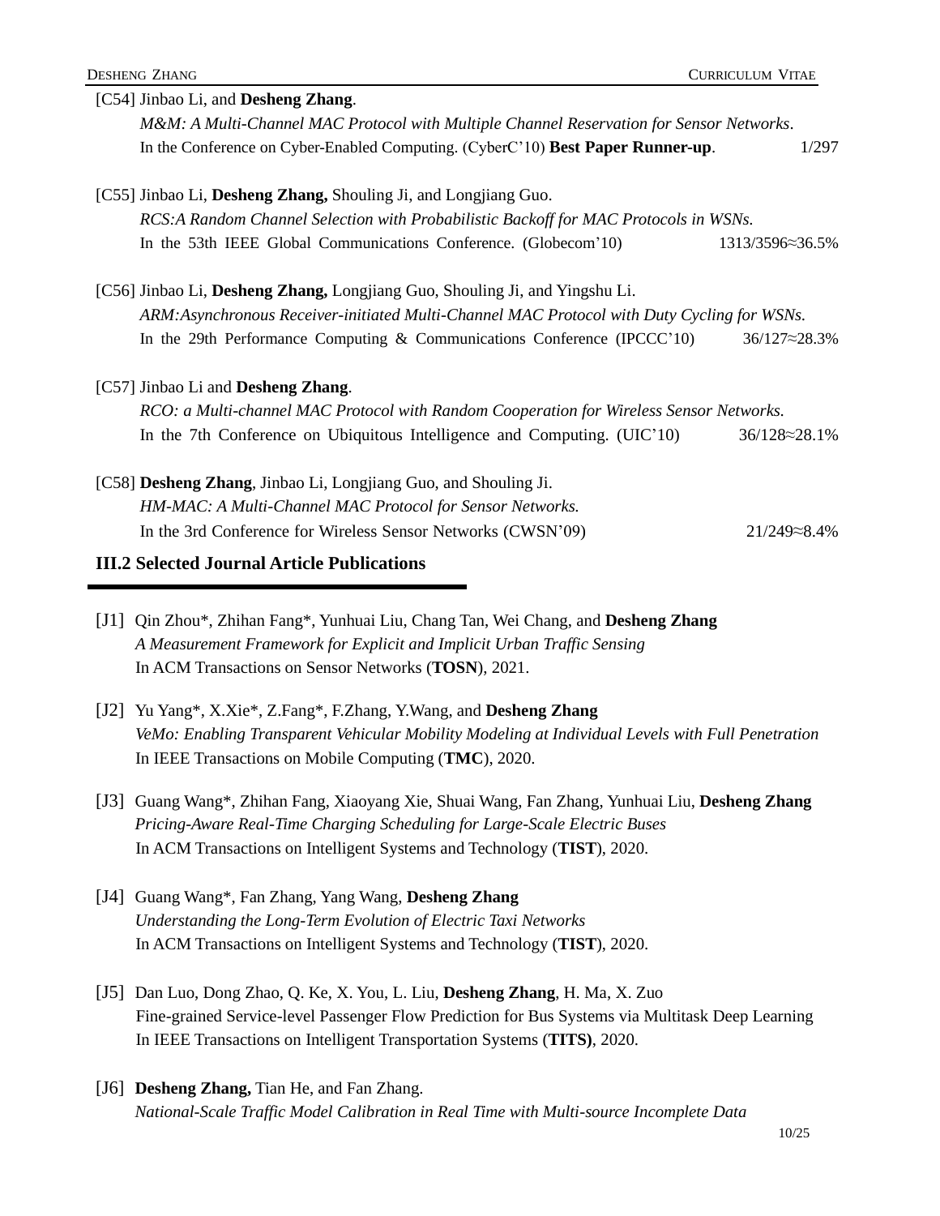[C54] Jinbao Li, and **Desheng Zhang**.
*M&M: A Multi-Channel MAC Protocol with Multiple Channel Reservation for Sensor Networks*.
In the Conference on Cyber-Enabled Computing. (CyberC'10) **Best Paper Runner-up**. 1/297

[C55] Jinbao Li, **Desheng Zhang,** Shouling Ji, and Longjiang Guo.
*RCS:A Random Channel Selection with Probabilistic Backoff for MAC Protocols in WSNs.*
In the 53th IEEE Global Communications Conference. (Globecom'10) 1313/3596≈36.5%

[C56] Jinbao Li, **Desheng Zhang,** Longjiang Guo, Shouling Ji, and Yingshu Li.
*ARM:Asynchronous Receiver-initiated Multi-Channel MAC Protocol with Duty Cycling for WSNs.*
In the 29th Performance Computing & Communications Conference (IPCCC'10) 36/127≈28.3%

[C57] Jinbao Li and **Desheng Zhang**.
*RCO: a Multi-channel MAC Protocol with Random Cooperation for Wireless Sensor Networks.*
In the 7th Conference on Ubiquitous Intelligence and Computing. (UIC'10) 36/128≈28.1%

[C58] **Desheng Zhang**, Jinbao Li, Longjiang Guo, and Shouling Ji.
*HM-MAC: A Multi-Channel MAC Protocol for Sensor Networks.*
In the 3rd Conference for Wireless Sensor Networks (CWSN'09) 21/249≈8.4%

## III.2 Selected Journal Article Publications

[J1] Qin Zhou*, Zhihan Fang*, Yunhuai Liu, Chang Tan, Wei Chang, and **Desheng Zhang**
*A Measurement Framework for Explicit and Implicit Urban Traffic Sensing*
In ACM Transactions on Sensor Networks (**TOSN**), 2021.

[J2] Yu Yang*, X.Xie*, Z.Fang*, F.Zhang, Y.Wang, and **Desheng Zhang**
*VeMo: Enabling Transparent Vehicular Mobility Modeling at Individual Levels with Full Penetration*
In IEEE Transactions on Mobile Computing (**TMC**), 2020.

[J3] Guang Wang*, Zhihan Fang, Xiaoyang Xie, Shuai Wang, Fan Zhang, Yunhuai Liu, **Desheng Zhang**
*Pricing-Aware Real-Time Charging Scheduling for Large-Scale Electric Buses*
In ACM Transactions on Intelligent Systems and Technology (**TIST**), 2020.

[J4] Guang Wang*, Fan Zhang, Yang Wang, **Desheng Zhang**
*Understanding the Long-Term Evolution of Electric Taxi Networks*
In ACM Transactions on Intelligent Systems and Technology (**TIST**), 2020.

[J5] Dan Luo, Dong Zhao, Q. Ke, X. You, L. Liu, **Desheng Zhang**, H. Ma, X. Zuo
Fine-grained Service-level Passenger Flow Prediction for Bus Systems via Multitask Deep Learning
In IEEE Transactions on Intelligent Transportation Systems (**TITS)**, 2020.

[J6] **Desheng Zhang,** Tian He, and Fan Zhang.
*National-Scale Traffic Model Calibration in Real Time with Multi-source Incomplete Data*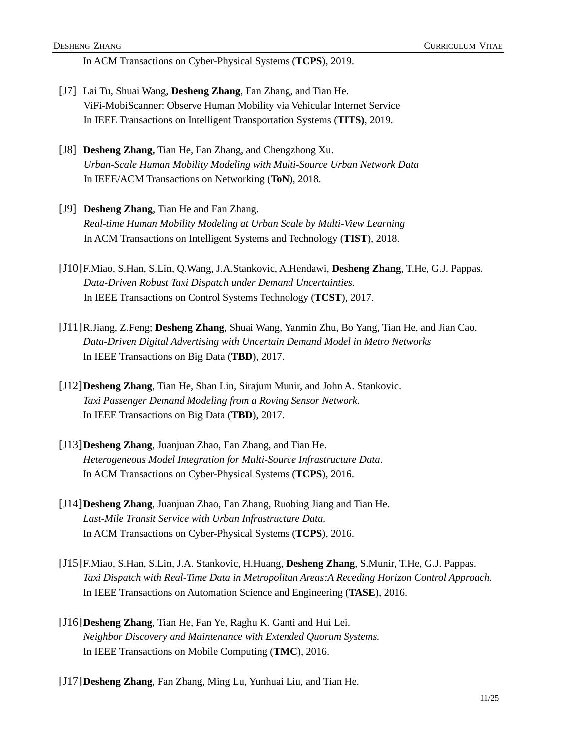In ACM Transactions on Cyber-Physical Systems (**TCPS**), 2019.

[J7] Lai Tu, Shuai Wang, **Desheng Zhang**, Fan Zhang, and Tian He.
ViFi-MobiScanner: Observe Human Mobility via Vehicular Internet Service
In IEEE Transactions on Intelligent Transportation Systems (**TITS)**, 2019.

[J8] **Desheng Zhang,** Tian He, Fan Zhang, and Chengzhong Xu.
*Urban-Scale Human Mobility Modeling with Multi-Source Urban Network Data*
In IEEE/ACM Transactions on Networking (**ToN**), 2018.

[J9] **Desheng Zhang**, Tian He and Fan Zhang.
*Real-time Human Mobility Modeling at Urban Scale by Multi-View Learning*
In ACM Transactions on Intelligent Systems and Technology (**TIST**), 2018.

[J10] F.Miao, S.Han, S.Lin, Q.Wang, J.A.Stankovic, A.Hendawi, **Desheng Zhang**, T.He, G.J. Pappas.
*Data-Driven Robust Taxi Dispatch under Demand Uncertainties.*
In IEEE Transactions on Control Systems Technology (**TCST**), 2017.

[J11] R.Jiang, Z.Feng; **Desheng Zhang**, Shuai Wang, Yanmin Zhu, Bo Yang, Tian He, and Jian Cao.
*Data-Driven Digital Advertising with Uncertain Demand Model in Metro Networks*
In IEEE Transactions on Big Data (**TBD**), 2017.

[J12] **Desheng Zhang**, Tian He, Shan Lin, Sirajum Munir, and John A. Stankovic.
*Taxi Passenger Demand Modeling from a Roving Sensor Network.*
In IEEE Transactions on Big Data (**TBD**), 2017.

[J13] **Desheng Zhang**, Juanjuan Zhao, Fan Zhang, and Tian He.
*Heterogeneous Model Integration for Multi-Source Infrastructure Data*.
In ACM Transactions on Cyber-Physical Systems (**TCPS**), 2016.

[J14] **Desheng Zhang**, Juanjuan Zhao, Fan Zhang, Ruobing Jiang and Tian He.
*Last-Mile Transit Service with Urban Infrastructure Data.*
In ACM Transactions on Cyber-Physical Systems (**TCPS**), 2016.

[J15] F.Miao, S.Han, S.Lin, J.A. Stankovic, H.Huang, **Desheng Zhang**, S.Munir, T.He, G.J. Pappas.
*Taxi Dispatch with Real-Time Data in Metropolitan Areas:A Receding Horizon Control Approach.*
In IEEE Transactions on Automation Science and Engineering (**TASE**), 2016.

[J16] **Desheng Zhang**, Tian He, Fan Ye, Raghu K. Ganti and Hui Lei.
*Neighbor Discovery and Maintenance with Extended Quorum Systems.*
In IEEE Transactions on Mobile Computing (**TMC**), 2016.

[J17] **Desheng Zhang**, Fan Zhang, Ming Lu, Yunhuai Liu, and Tian He.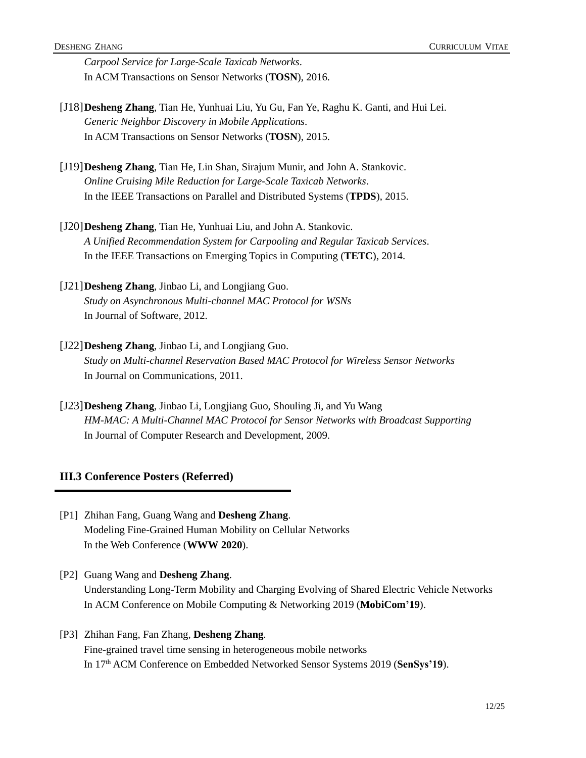*Carpool Service for Large-Scale Taxicab Networks*.
In ACM Transactions on Sensor Networks (**TOSN**), 2016.

[J18] **Desheng Zhang**, Tian He, Yunhuai Liu, Yu Gu, Fan Ye, Raghu K. Ganti, and Hui Lei.
*Generic Neighbor Discovery in Mobile Applications*.
In ACM Transactions on Sensor Networks (**TOSN**), 2015.

[J19] **Desheng Zhang**, Tian He, Lin Shan, Sirajum Munir, and John A. Stankovic.
*Online Cruising Mile Reduction for Large-Scale Taxicab Networks*.
In the IEEE Transactions on Parallel and Distributed Systems (**TPDS**), 2015.

[J20] **Desheng Zhang**, Tian He, Yunhuai Liu, and John A. Stankovic.
*A Unified Recommendation System for Carpooling and Regular Taxicab Services*.
In the IEEE Transactions on Emerging Topics in Computing (**TETC**), 2014.

[J21] **Desheng Zhang**, Jinbao Li, and Longjiang Guo.
*Study on Asynchronous Multi-channel MAC Protocol for WSNs*
In Journal of Software, 2012.

[J22] **Desheng Zhang**, Jinbao Li, and Longjiang Guo.
*Study on Multi-channel Reservation Based MAC Protocol for Wireless Sensor Networks*
In Journal on Communications, 2011.

[J23] **Desheng Zhang**, Jinbao Li, Longjiang Guo, Shouling Ji, and Yu Wang
*HM-MAC: A Multi-Channel MAC Protocol for Sensor Networks with Broadcast Supporting*
In Journal of Computer Research and Development, 2009.

### III.3 Conference Posters (Referred)

[P1] Zhihan Fang, Guang Wang and **Desheng Zhang**.
Modeling Fine-Grained Human Mobility on Cellular Networks
In the Web Conference (**WWW 2020**).

[P2] Guang Wang and **Desheng Zhang**.
Understanding Long-Term Mobility and Charging Evolving of Shared Electric Vehicle Networks
In ACM Conference on Mobile Computing & Networking 2019 (**MobiCom'19**).

[P3] Zhihan Fang, Fan Zhang, **Desheng Zhang**.
Fine-grained travel time sensing in heterogeneous mobile networks
In 17th ACM Conference on Embedded Networked Sensor Systems 2019 (**SenSys'19**).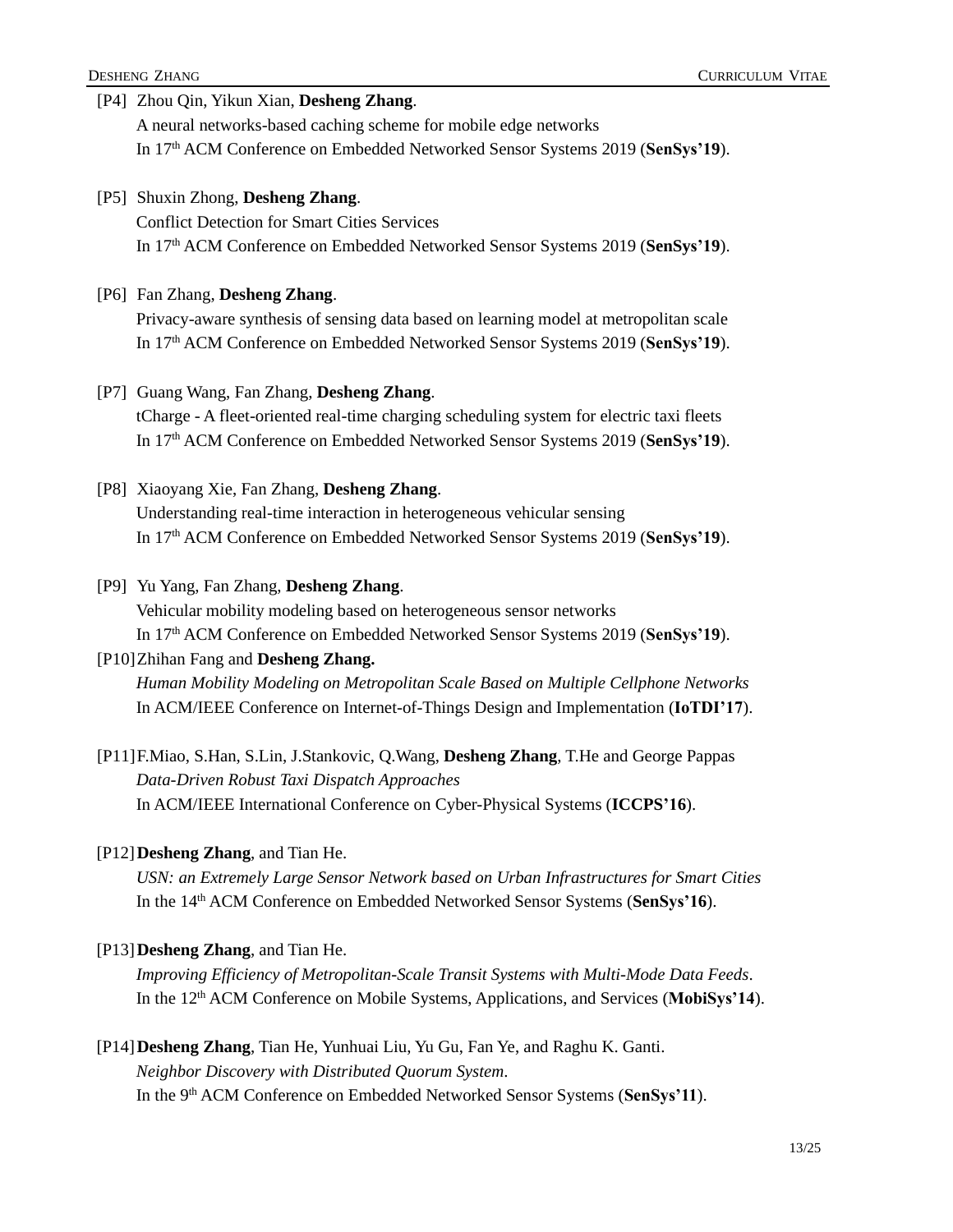[P4] Zhou Qin, Yikun Xian, **Desheng Zhang**.
A neural networks-based caching scheme for mobile edge networks
In 17th ACM Conference on Embedded Networked Sensor Systems 2019 (**SenSys'19**).

[P5] Shuxin Zhong, **Desheng Zhang**.
Conflict Detection for Smart Cities Services
In 17th ACM Conference on Embedded Networked Sensor Systems 2019 (**SenSys'19**).

[P6] Fan Zhang, **Desheng Zhang**.
Privacy-aware synthesis of sensing data based on learning model at metropolitan scale
In 17th ACM Conference on Embedded Networked Sensor Systems 2019 (**SenSys'19**).

[P7] Guang Wang, Fan Zhang, **Desheng Zhang**.
tCharge - A fleet-oriented real-time charging scheduling system for electric taxi fleets
In 17th ACM Conference on Embedded Networked Sensor Systems 2019 (**SenSys'19**).

[P8] Xiaoyang Xie, Fan Zhang, **Desheng Zhang**.
Understanding real-time interaction in heterogeneous vehicular sensing
In 17th ACM Conference on Embedded Networked Sensor Systems 2019 (**SenSys'19**).

[P9] Yu Yang, Fan Zhang, **Desheng Zhang**.
Vehicular mobility modeling based on heterogeneous sensor networks
In 17th ACM Conference on Embedded Networked Sensor Systems 2019 (**SenSys'19**).

[P10] Zhihan Fang and **Desheng Zhang.**
*Human Mobility Modeling on Metropolitan Scale Based on Multiple Cellphone Networks*
In ACM/IEEE Conference on Internet-of-Things Design and Implementation (**IoTDI'17**).

[P11] F.Miao, S.Han, S.Lin, J.Stankovic, Q.Wang, **Desheng Zhang**, T.He and George Pappas
*Data-Driven Robust Taxi Dispatch Approaches*
In ACM/IEEE International Conference on Cyber-Physical Systems (**ICCPS'16**).

[P12] **Desheng Zhang**, and Tian He.
*USN: an Extremely Large Sensor Network based on Urban Infrastructures for Smart Cities*
In the 14th ACM Conference on Embedded Networked Sensor Systems (**SenSys'16**).

[P13] **Desheng Zhang**, and Tian He.
*Improving Efficiency of Metropolitan-Scale Transit Systems with Multi-Mode Data Feeds*.
In the 12th ACM Conference on Mobile Systems, Applications, and Services (**MobiSys'14**).

[P14] **Desheng Zhang**, Tian He, Yunhuai Liu, Yu Gu, Fan Ye, and Raghu K. Ganti.
*Neighbor Discovery with Distributed Quorum System*.
In the 9th ACM Conference on Embedded Networked Sensor Systems (**SenSys'11**).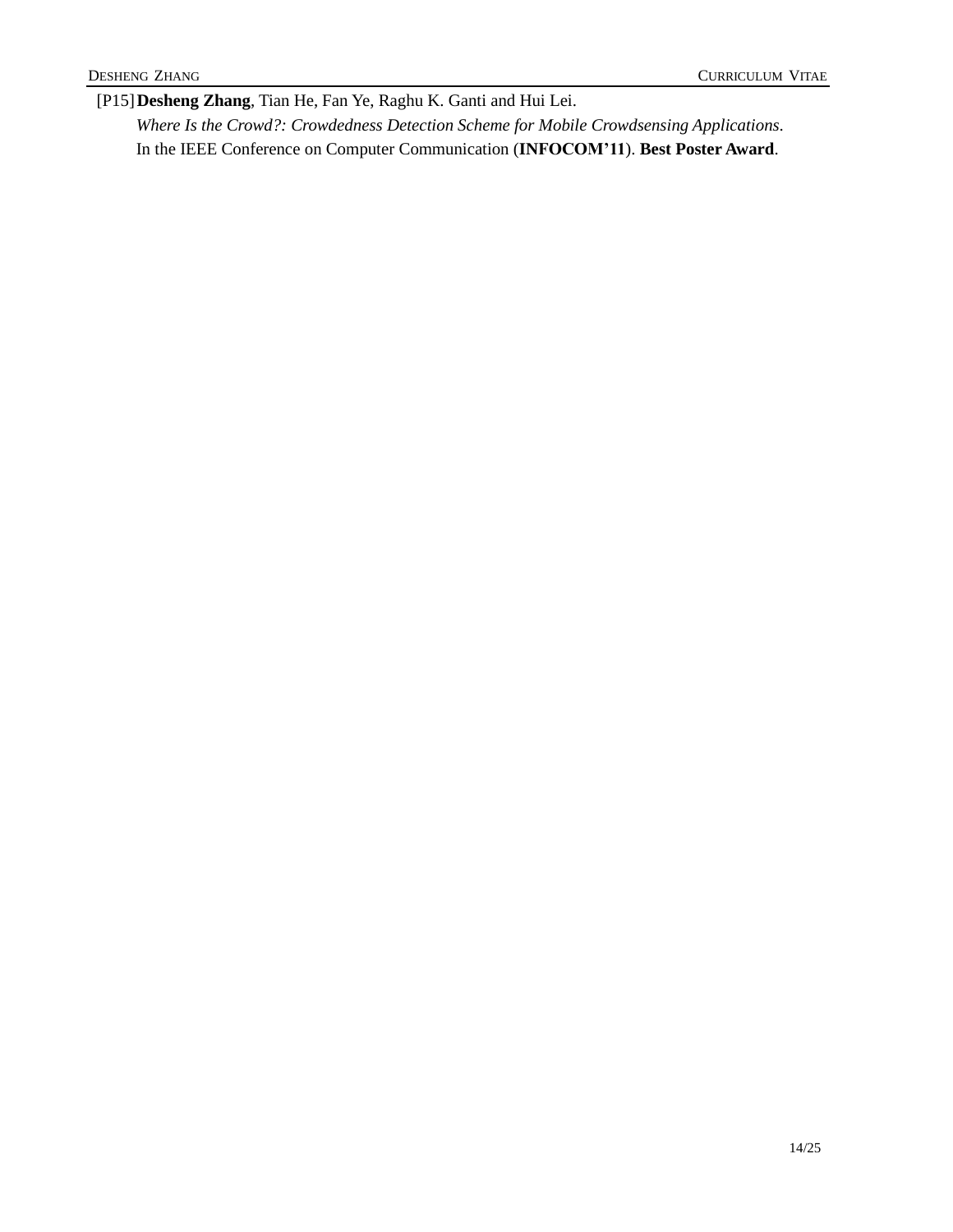[P15] **Desheng Zhang**, Tian He, Fan Ye, Raghu K. Ganti and Hui Lei.
*Where Is the Crowd?: Crowdedness Detection Scheme for Mobile Crowdsensing Applications*.
In the IEEE Conference on Computer Communication (**INFOCOM'11**). **Best Poster Award**.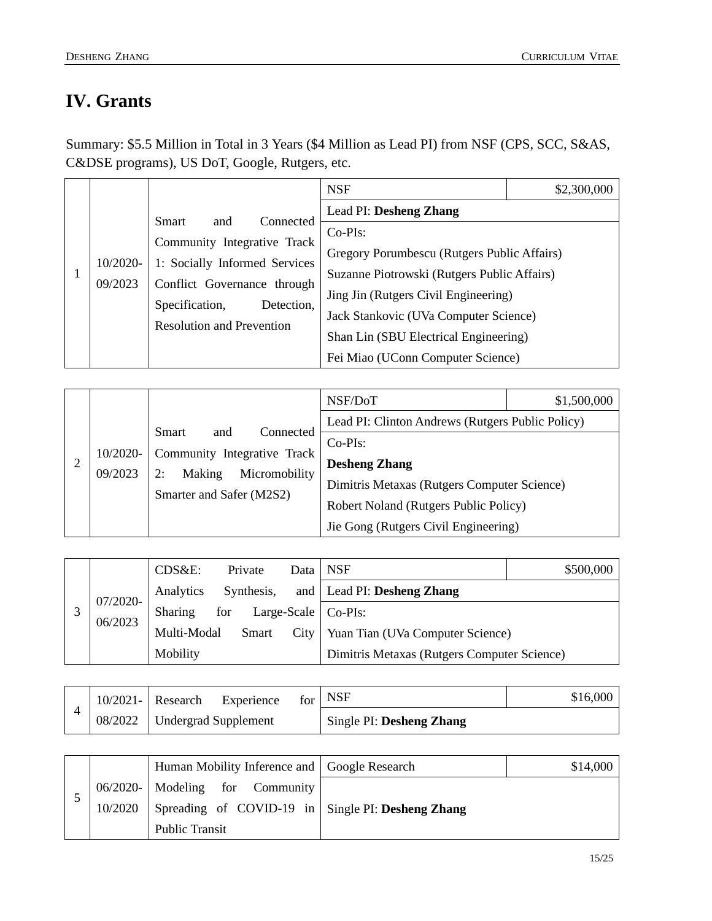# IV. Grants

Summary: $5.5 Million in Total in 3 Years ($4 Million as Lead PI) from NSF (CPS, SCC, S&AS, C&DSE programs), US DoT, Google, Rutgers, etc.

| # | Period | Title | Sponsor | Amount |
|---|---|---|---|---|
| 1 | 10/2020-09/2023 | Smart and Connected Community Integrative Track 1: Socially Informed Services Conflict Governance through Specification, Detection, Resolution and Prevention | NSF | $2,300,000 |
| | | | Lead PI: **Desheng Zhang** | |
| | | | Co-PIs:<br>Gregory Porumbescu (Rutgers Public Affairs)<br>Suzanne Piotrowski (Rutgers Public Affairs)<br>Jing Jin (Rutgers Civil Engineering)<br>Jack Stankovic (UVa Computer Science)<br>Shan Lin (SBU Electrical Engineering)<br>Fei Miao (UConn Computer Science) | |

| # | Period | Title | Sponsor | Amount |
|---|---|---|---|---|
| 2 | 10/2020-09/2023 | Smart and Connected Community Integrative Track 2: Making Micromobility Smarter and Safer (M2S2) | NSF/DoT | $1,500,000 |
| | | | Lead PI: Clinton Andrews (Rutgers Public Policy) | |
| | | | Co-PIs:<br>**Desheng Zhang**<br>Dimitris Metaxas (Rutgers Computer Science)<br>Robert Noland (Rutgers Public Policy)<br>Jie Gong (Rutgers Civil Engineering) | |

| # | Period | Title | Sponsor | Amount |
|---|---|---|---|---|
| 3 | 07/2020-06/2023 | CDS&E: Private Data Analytics Synthesis, and Sharing for Large-Scale Multi-Modal Smart City Mobility | NSF | $500,000 |
| | | | Lead PI: **Desheng Zhang** | |
| | | | Co-PIs:<br>Yuan Tian (UVa Computer Science)<br>Dimitris Metaxas (Rutgers Computer Science) | |

| # | Period | Title | Sponsor | Amount |
|---|---|---|---|---|
| 4 | 10/2021-08/2022 | Research Experience for Undergrad Supplement | NSF | $16,000 |
| | | | Single PI: **Desheng Zhang** | |

| # | Period | Title | Sponsor | Amount |
|---|---|---|---|---|
| 5 | 06/2020-10/2020 | Human Mobility Inference and Modeling for Community Spreading of COVID-19 in Public Transit | Google Research | $14,000 |
| | | | Single PI: **Desheng Zhang** | |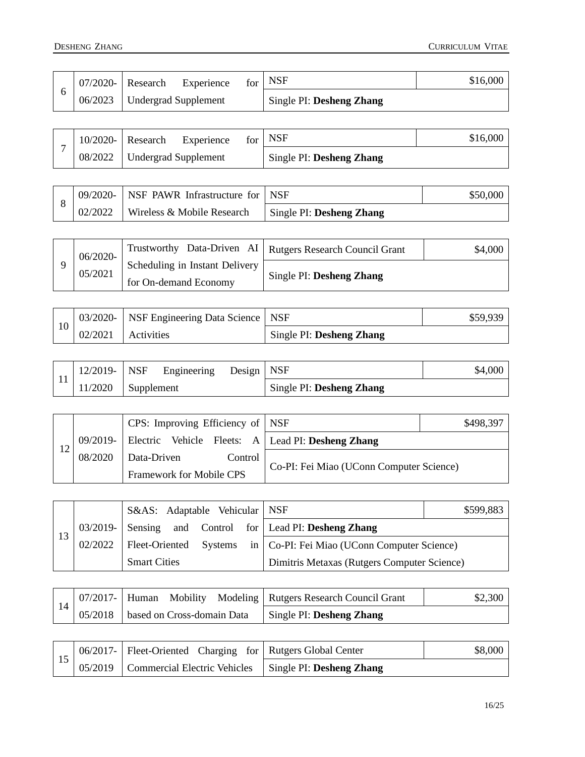| 6 | 07/2020-06/2023 | Research Experience for Undergrad Supplement | NSF | $16,000 |
|---|---|---|---|---|
| | | | Single PI: **Desheng Zhang** | |

| 7 | 10/2020-08/2022 | Research Experience for Undergrad Supplement | NSF | $16,000 |
|---|---|---|---|---|
| | | | Single PI: **Desheng Zhang** | |

| 8 | 09/2020-02/2022 | NSF PAWR Infrastructure for Wireless & Mobile Research | NSF | $50,000 |
|---|---|---|---|---|
| | | | Single PI: **Desheng Zhang** | |

| 9 | 06/2020-05/2021 | Trustworthy Data-Driven AI Scheduling in Instant Delivery for On-demand Economy | Rutgers Research Council Grant | $4,000 |
|---|---|---|---|---|
| | | | Single PI: **Desheng Zhang** | |

| 10 | 03/2020-02/2021 | NSF Engineering Data Science Activities | NSF | $59,939 |
|---|---|---|---|---|
| | | | Single PI: **Desheng Zhang** | |

| 11 | 12/2019-11/2020 | NSF Engineering Design Supplement | NSF | $4,000 |
|---|---|---|---|---|
| | | | Single PI: **Desheng Zhang** | |

| 12 | 09/2019-08/2020 | CPS: Improving Efficiency of Electric Vehicle Fleets: A Data-Driven Control Framework for Mobile CPS | NSF | $498,397 |
|---|---|---|---|---|
| | | | Lead PI: **Desheng Zhang** | |
| | | | Co-PI: Fei Miao (UConn Computer Science) | |

| 13 | 03/2019-02/2022 | S&AS: Adaptable Vehicular Sensing and Control for Fleet-Oriented Systems in Smart Cities | NSF | $599,883 |
|---|---|---|---|---|
| | | | Lead PI: **Desheng Zhang** | |
| | | | Co-PI: Fei Miao (UConn Computer Science) Dimitris Metaxas (Rutgers Computer Science) | |

| 14 | 07/2017-05/2018 | Human Mobility Modeling based on Cross-domain Data | Rutgers Research Council Grant | $2,300 |
|---|---|---|---|---|
| | | | Single PI: **Desheng Zhang** | |

| 15 | 06/2017-05/2019 | Fleet-Oriented Charging for Commercial Electric Vehicles | Rutgers Global Center | $8,000 |
|---|---|---|---|---|
| | | | Single PI: **Desheng Zhang** | |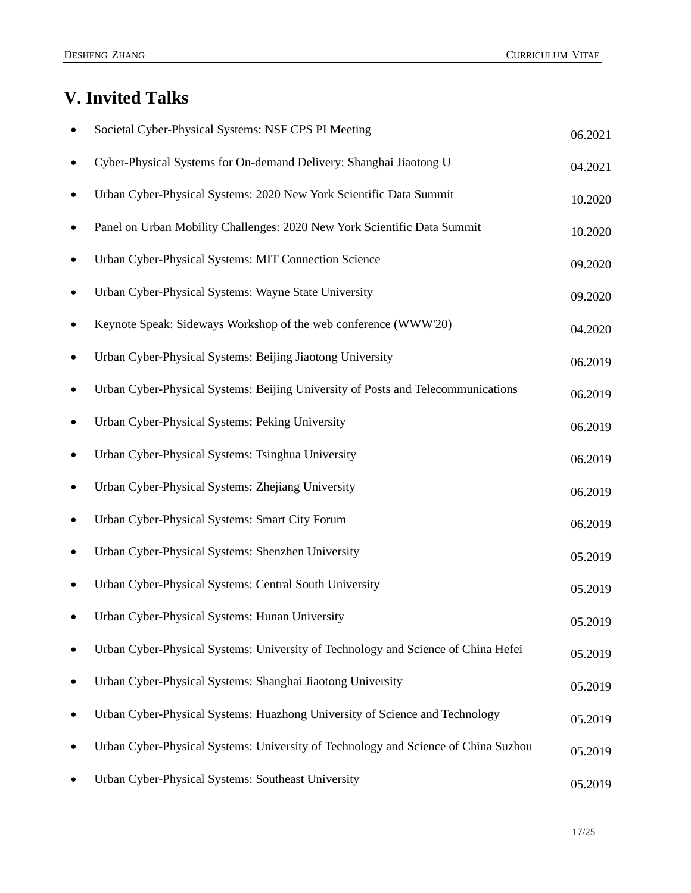## V. Invited Talks

- Societal Cyber-Physical Systems: NSF CPS PI Meeting 06.2021
- Cyber-Physical Systems for On-demand Delivery: Shanghai Jiaotong U 04.2021
- Urban Cyber-Physical Systems: 2020 New York Scientific Data Summit 10.2020
- Panel on Urban Mobility Challenges: 2020 New York Scientific Data Summit 10.2020
- Urban Cyber-Physical Systems: MIT Connection Science 09.2020
- Urban Cyber-Physical Systems: Wayne State University 09.2020
- Keynote Speak: Sideways Workshop of the web conference (WWW'20) 04.2020
- Urban Cyber-Physical Systems: Beijing Jiaotong University 06.2019
- Urban Cyber-Physical Systems: Beijing University of Posts and Telecommunications 06.2019
- Urban Cyber-Physical Systems: Peking University 06.2019
- Urban Cyber-Physical Systems: Tsinghua University 06.2019
- Urban Cyber-Physical Systems: Zhejiang University 06.2019
- Urban Cyber-Physical Systems: Smart City Forum 06.2019
- Urban Cyber-Physical Systems: Shenzhen University 05.2019
- Urban Cyber-Physical Systems: Central South University 05.2019
- Urban Cyber-Physical Systems: Hunan University 05.2019
- Urban Cyber-Physical Systems: University of Technology and Science of China Hefei 05.2019
- Urban Cyber-Physical Systems: Shanghai Jiaotong University 05.2019
- Urban Cyber-Physical Systems: Huazhong University of Science and Technology 05.2019
- Urban Cyber-Physical Systems: University of Technology and Science of China Suzhou 05.2019
- Urban Cyber-Physical Systems: Southeast University 05.2019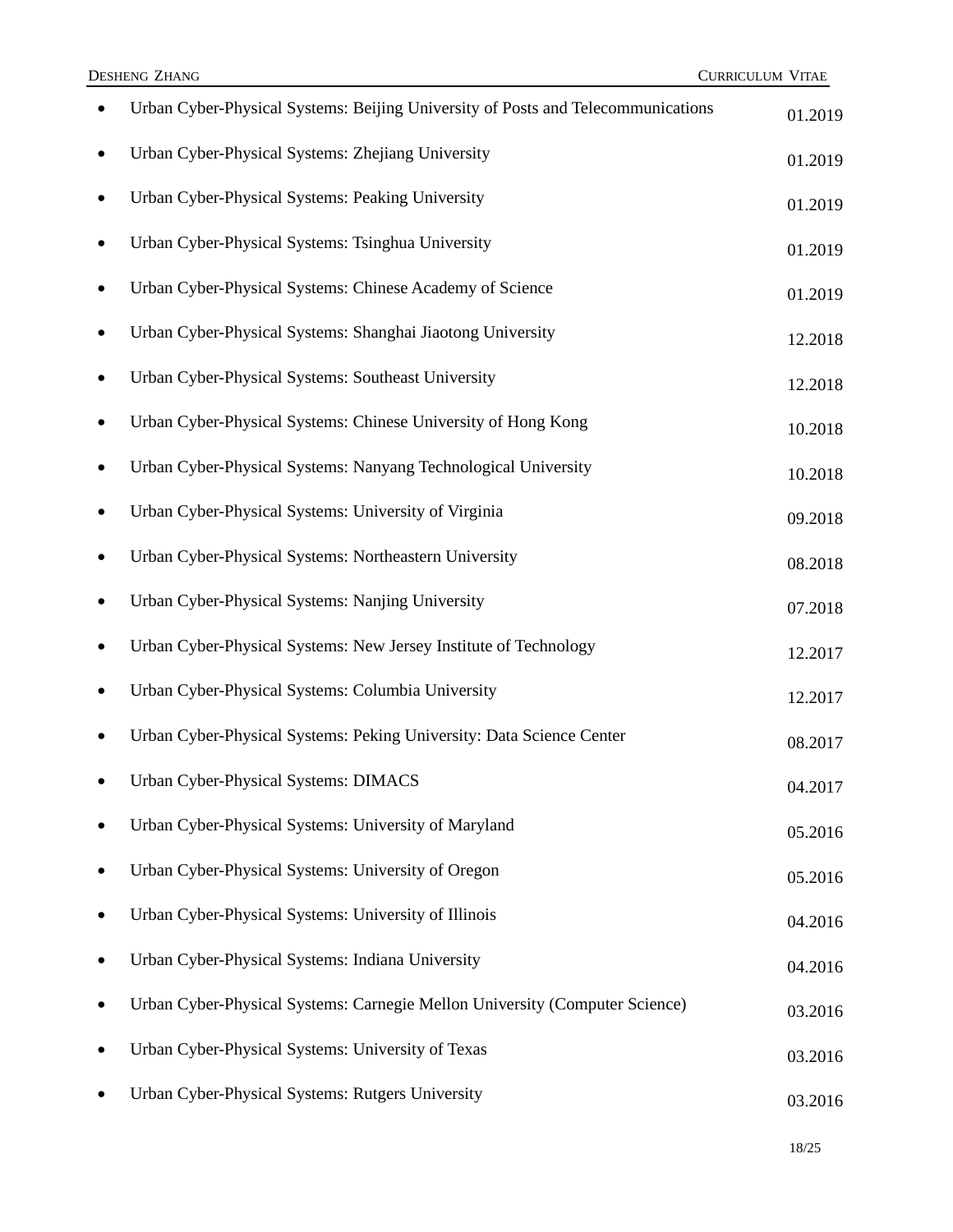- Urban Cyber-Physical Systems: Beijing University of Posts and Telecommunications 01.2019
- Urban Cyber-Physical Systems: Zhejiang University 01.2019
- Urban Cyber-Physical Systems: Peaking University 01.2019
- Urban Cyber-Physical Systems: Tsinghua University 01.2019
- Urban Cyber-Physical Systems: Chinese Academy of Science 01.2019
- Urban Cyber-Physical Systems: Shanghai Jiaotong University 12.2018
- Urban Cyber-Physical Systems: Southeast University 12.2018
- Urban Cyber-Physical Systems: Chinese University of Hong Kong 10.2018
- Urban Cyber-Physical Systems: Nanyang Technological University 10.2018
- Urban Cyber-Physical Systems: University of Virginia 09.2018
- Urban Cyber-Physical Systems: Northeastern University 08.2018
- Urban Cyber-Physical Systems: Nanjing University 07.2018
- Urban Cyber-Physical Systems: New Jersey Institute of Technology 12.2017
- Urban Cyber-Physical Systems: Columbia University 12.2017
- Urban Cyber-Physical Systems: Peking University: Data Science Center 08.2017
- Urban Cyber-Physical Systems: DIMACS 04.2017
- Urban Cyber-Physical Systems: University of Maryland 05.2016
- Urban Cyber-Physical Systems: University of Oregon 05.2016
- Urban Cyber-Physical Systems: University of Illinois 04.2016
- Urban Cyber-Physical Systems: Indiana University 04.2016
- Urban Cyber-Physical Systems: Carnegie Mellon University (Computer Science) 03.2016
- Urban Cyber-Physical Systems: University of Texas 03.2016
- Urban Cyber-Physical Systems: Rutgers University 03.2016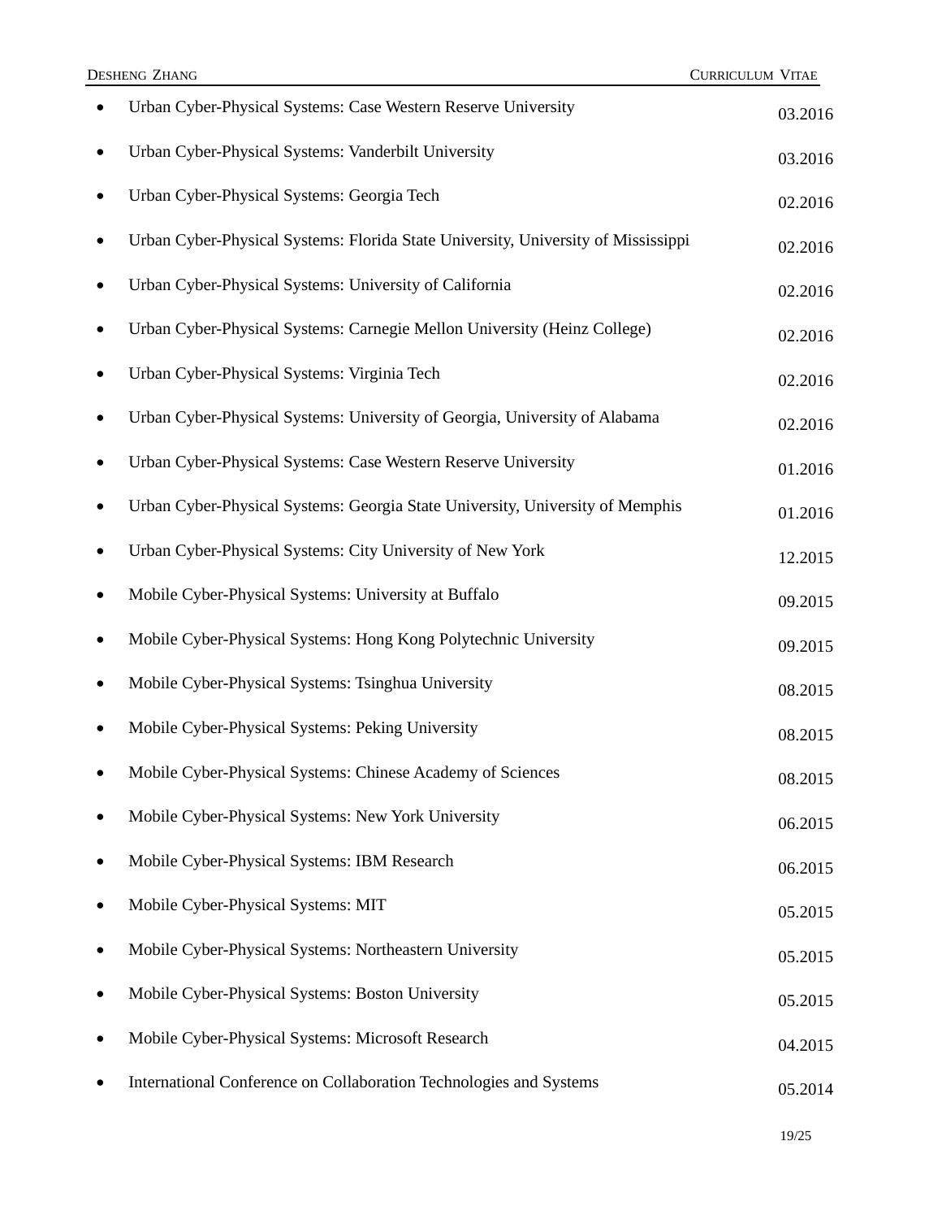- Urban Cyber-Physical Systems: Case Western Reserve University 03.2016
- Urban Cyber-Physical Systems: Vanderbilt University 03.2016
- Urban Cyber-Physical Systems: Georgia Tech 02.2016
- Urban Cyber-Physical Systems: Florida State University, University of Mississippi 02.2016
- Urban Cyber-Physical Systems: University of California 02.2016
- Urban Cyber-Physical Systems: Carnegie Mellon University (Heinz College) 02.2016
- Urban Cyber-Physical Systems: Virginia Tech 02.2016
- Urban Cyber-Physical Systems: University of Georgia, University of Alabama 02.2016
- Urban Cyber-Physical Systems: Case Western Reserve University 01.2016
- Urban Cyber-Physical Systems: Georgia State University, University of Memphis 01.2016
- Urban Cyber-Physical Systems: City University of New York 12.2015
- Mobile Cyber-Physical Systems: University at Buffalo 09.2015
- Mobile Cyber-Physical Systems: Hong Kong Polytechnic University 09.2015
- Mobile Cyber-Physical Systems: Tsinghua University 08.2015
- Mobile Cyber-Physical Systems: Peking University 08.2015
- Mobile Cyber-Physical Systems: Chinese Academy of Sciences 08.2015
- Mobile Cyber-Physical Systems: New York University 06.2015
- Mobile Cyber-Physical Systems: IBM Research 06.2015
- Mobile Cyber-Physical Systems: MIT 05.2015
- Mobile Cyber-Physical Systems: Northeastern University 05.2015
- Mobile Cyber-Physical Systems: Boston University 05.2015
- Mobile Cyber-Physical Systems: Microsoft Research 04.2015
- International Conference on Collaboration Technologies and Systems 05.2014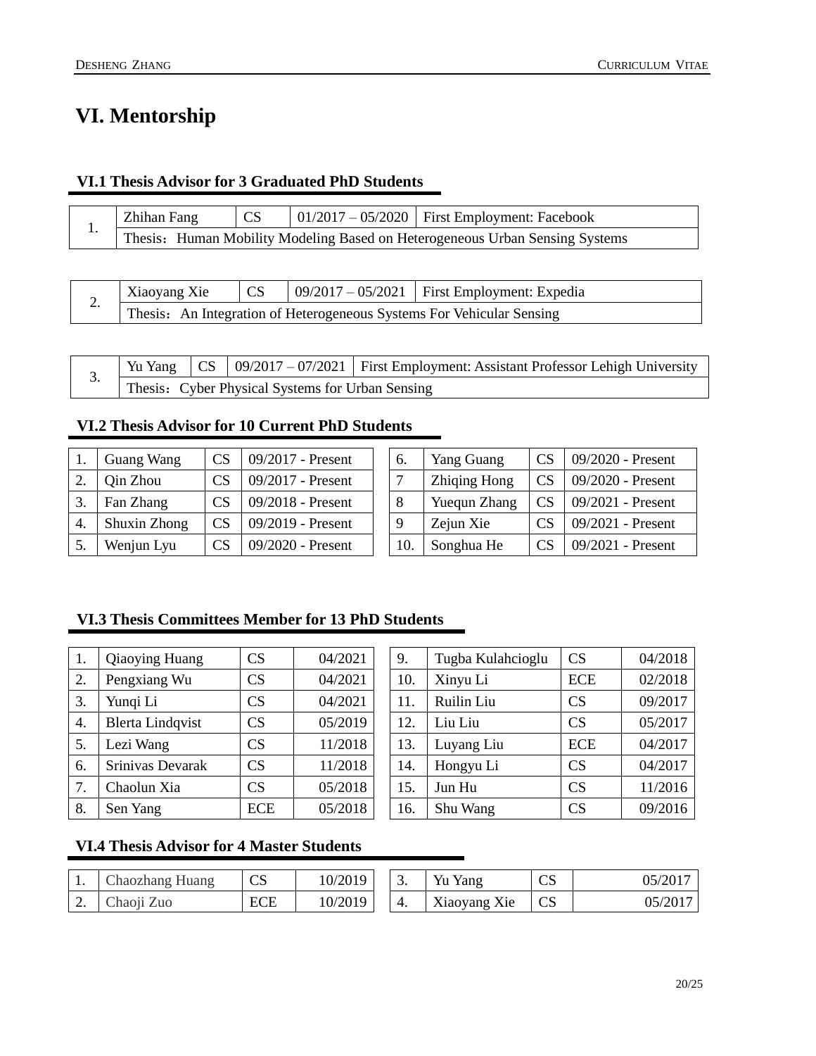# VI. Mentorship

### VI.1 Thesis Advisor for 3 Graduated PhD Students

| 1. | Zhihan Fang | CS | 01/2017 – 05/2020 | First Employment: Facebook |
|---|---|---|---|---|
| | Thesis：Human Mobility Modeling Based on Heterogeneous Urban Sensing Systems | | | |

| 2. | Xiaoyang Xie | CS | 09/2017 – 05/2021 | First Employment: Expedia |
|---|---|---|---|---|
| | Thesis：An Integration of Heterogeneous Systems For Vehicular Sensing | | | |

| 3. | Yu Yang | CS | 09/2017 – 07/2021 | First Employment: Assistant Professor Lehigh University |
|---|---|---|---|---|
| | Thesis：Cyber Physical Systems for Urban Sensing | | | |

### VI.2 Thesis Advisor for 10 Current PhD Students

| | | | |
|---|---|---|---|
| 1. | Guang Wang | CS | 09/2017 - Present |
| 2. | Qin Zhou | CS | 09/2017 - Present |
| 3. | Fan Zhang | CS | 09/2018 - Present |
| 4. | Shuxin Zhong | CS | 09/2019 - Present |
| 5. | Wenjun Lyu | CS | 09/2020 - Present |
| 6. | Yang Guang | CS | 09/2020 - Present |
| 7 | Zhiqing Hong | CS | 09/2020 - Present |
| 8 | Yuequn Zhang | CS | 09/2021 - Present |
| 9 | Zejun Xie | CS | 09/2021 - Present |
| 10. | Songhua He | CS | 09/2021 - Present |

### VI.3 Thesis Committees Member for 13 PhD Students

| | | | |
|---|---|---|---|
| 1. | Qiaoying Huang | CS | 04/2021 |
| 2. | Pengxiang Wu | CS | 04/2021 |
| 3. | Yunqi Li | CS | 04/2021 |
| 4. | Blerta Lindqvist | CS | 05/2019 |
| 5. | Lezi Wang | CS | 11/2018 |
| 6. | Srinivas Devarak | CS | 11/2018 |
| 7. | Chaolun Xia | CS | 05/2018 |
| 8. | Sen Yang | ECE | 05/2018 |
| 9. | Tugba Kulahcioglu | CS | 04/2018 |
| 10. | Xinyu Li | ECE | 02/2018 |
| 11. | Ruilin Liu | CS | 09/2017 |
| 12. | Liu Liu | CS | 05/2017 |
| 13. | Luyang Liu | ECE | 04/2017 |
| 14. | Hongyu Li | CS | 04/2017 |
| 15. | Jun Hu | CS | 11/2016 |
| 16. | Shu Wang | CS | 09/2016 |

### VI.4 Thesis Advisor for 4 Master Students

| | | | |
|---|---|---|---|
| 1. | Chaozhang Huang | CS | 10/2019 |
| 2. | Chaoji Zuo | ECE | 10/2019 |
| 3. | Yu Yang | CS | 05/2017 |
| 4. | Xiaoyang Xie | CS | 05/2017 |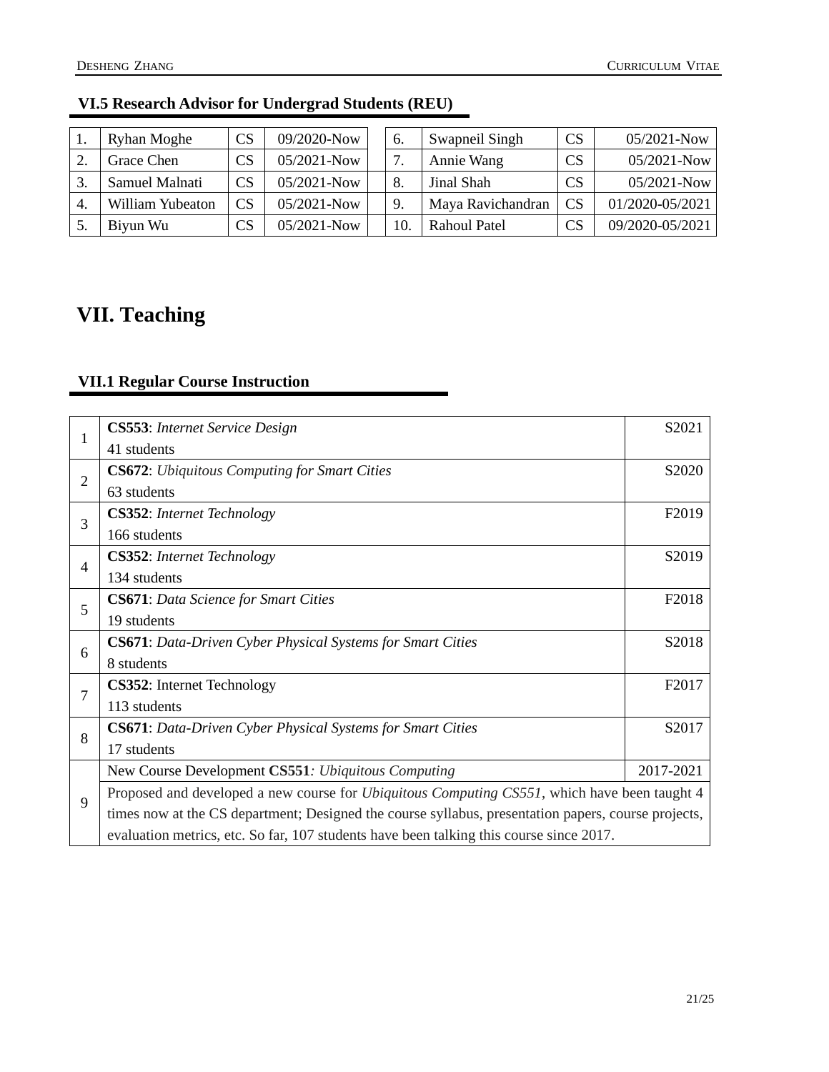### VI.5 Research Advisor for Undergrad Students (REU)

| | | | | | | | |
|---|---|---|---|---|---|---|---|
| 1. | Ryhan Moghe | CS | 09/2020-Now | 6. | Swapneil Singh | CS | 05/2021-Now |
| 2. | Grace Chen | CS | 05/2021-Now | 7. | Annie Wang | CS | 05/2021-Now |
| 3. | Samuel Malnati | CS | 05/2021-Now | 8. | Jinal Shah | CS | 05/2021-Now |
| 4. | William Yubeaton | CS | 05/2021-Now | 9. | Maya Ravichandran | CS | 01/2020-05/2021 |
| 5. | Biyun Wu | CS | 05/2021-Now | 10. | Rahoul Patel | CS | 09/2020-05/2021 |

# VII. Teaching

### VII.1 Regular Course Instruction

| | | |
|---|---|---|
| 1 | **CS553**: *Internet Service Design*<br>41 students | S2021 |
| 2 | **CS672**: *Ubiquitous Computing for Smart Cities*<br>63 students | S2020 |
| 3 | **CS352**: *Internet Technology*<br>166 students | F2019 |
| 4 | **CS352**: *Internet Technology*<br>134 students | S2019 |
| 5 | **CS671**: *Data Science for Smart Cities*<br>19 students | F2018 |
| 6 | **CS671**: *Data-Driven Cyber Physical Systems for Smart Cities*<br>8 students | S2018 |
| 7 | **CS352**: Internet Technology<br>113 students | F2017 |
| 8 | **CS671**: *Data-Driven Cyber Physical Systems for Smart Cities*<br>17 students | S2017 |
| 9 | New Course Development **CS551**: *Ubiquitous Computing* | 2017-2021 |
| | Proposed and developed a new course for *Ubiquitous Computing CS551*, which have been taught 4 times now at the CS department; Designed the course syllabus, presentation papers, course projects, evaluation metrics, etc. So far, 107 students have been talking this course since 2017. | |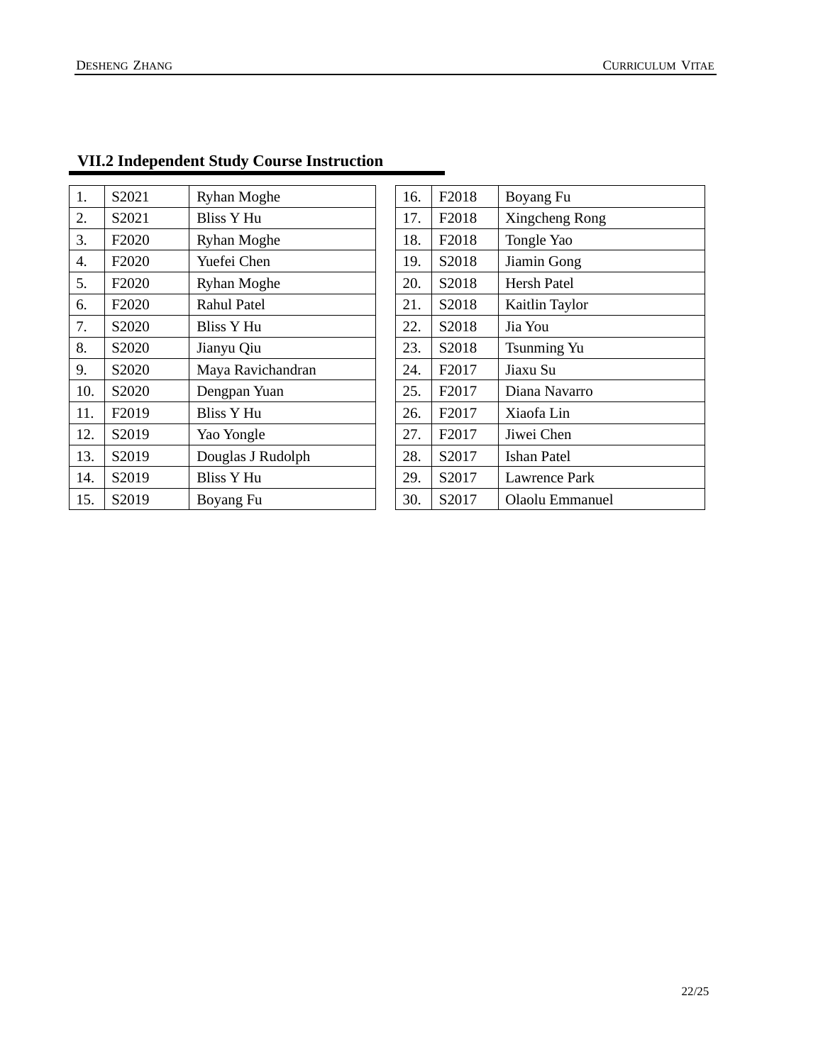### VII.2 Independent Study Course Instruction

| | | |
|---|---|---|
| 1. | S2021 | Ryhan Moghe |
| 2. | S2021 | Bliss Y Hu |
| 3. | F2020 | Ryhan Moghe |
| 4. | F2020 | Yuefei Chen |
| 5. | F2020 | Ryhan Moghe |
| 6. | F2020 | Rahul Patel |
| 7. | S2020 | Bliss Y Hu |
| 8. | S2020 | Jianyu Qiu |
| 9. | S2020 | Maya Ravichandran |
| 10. | S2020 | Dengpan Yuan |
| 11. | F2019 | Bliss Y Hu |
| 12. | S2019 | Yao Yongle |
| 13. | S2019 | Douglas J Rudolph |
| 14. | S2019 | Bliss Y Hu |
| 15. | S2019 | Boyang Fu |
| 16. | F2018 | Boyang Fu |
| 17. | F2018 | Xingcheng Rong |
| 18. | F2018 | Tongle Yao |
| 19. | S2018 | Jiamin Gong |
| 20. | S2018 | Hersh Patel |
| 21. | S2018 | Kaitlin Taylor |
| 22. | S2018 | Jia You |
| 23. | S2018 | Tsunming Yu |
| 24. | F2017 | Jiaxu Su |
| 25. | F2017 | Diana Navarro |
| 26. | F2017 | Xiaofa Lin |
| 27. | F2017 | Jiwei Chen |
| 28. | S2017 | Ishan Patel |
| 29. | S2017 | Lawrence Park |
| 30. | S2017 | Olaolu Emmanuel |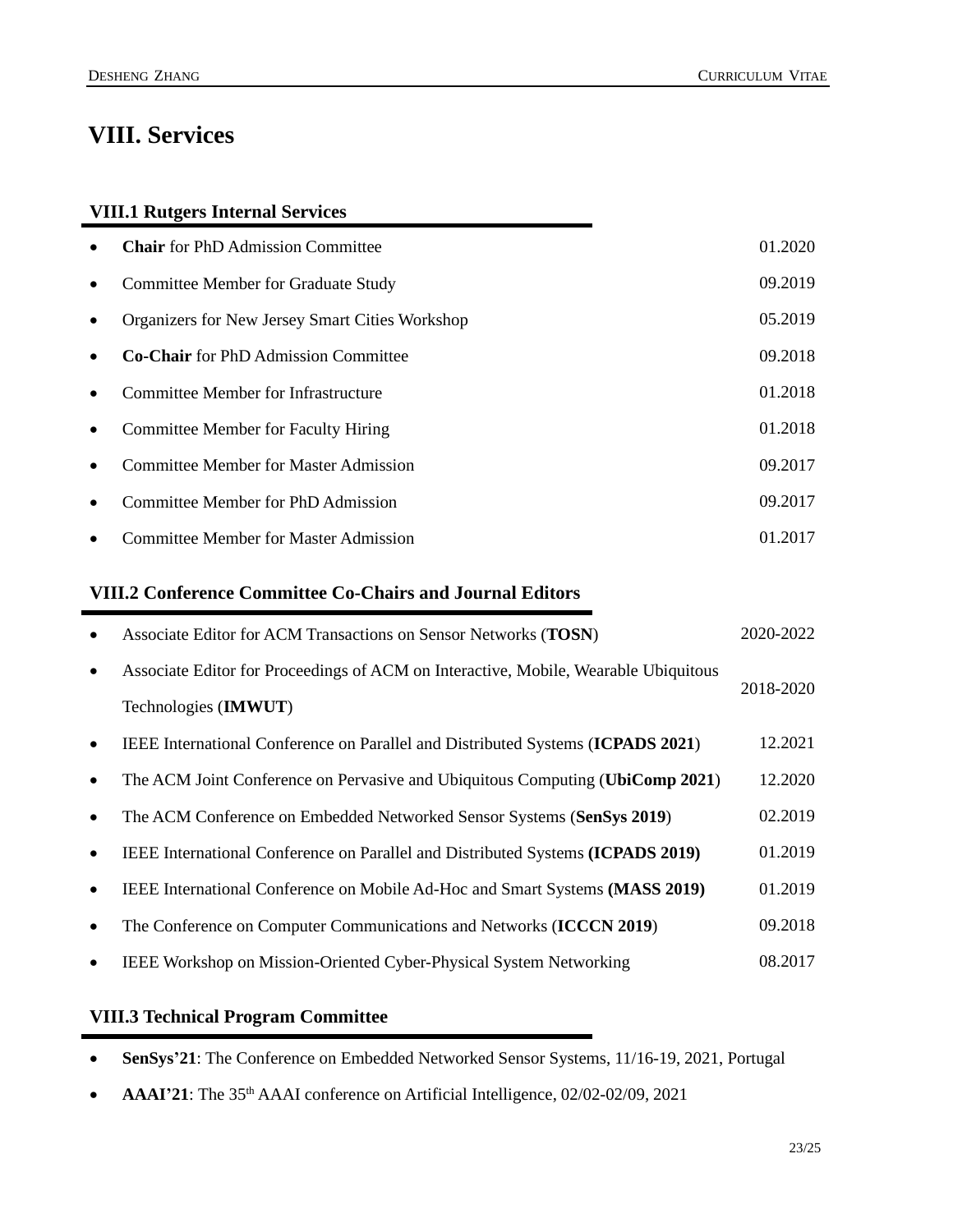# VIII. Services

### VIII.1 Rutgers Internal Services

- **Chair** for PhD Admission Committee 01.2020
- Committee Member for Graduate Study 09.2019
- Organizers for New Jersey Smart Cities Workshop 05.2019
- **Co-Chair** for PhD Admission Committee 09.2018
- Committee Member for Infrastructure 01.2018
- Committee Member for Faculty Hiring 01.2018
- Committee Member for Master Admission 09.2017
- Committee Member for PhD Admission 09.2017
- Committee Member for Master Admission 01.2017

### VIII.2 Conference Committee Co-Chairs and Journal Editors

- Associate Editor for ACM Transactions on Sensor Networks (**TOSN**) 2020-2022
- Associate Editor for Proceedings of ACM on Interactive, Mobile, Wearable Ubiquitous Technologies (**IMWUT**) 2018-2020
- IEEE International Conference on Parallel and Distributed Systems (**ICPADS 2021**) 12.2021
- The ACM Joint Conference on Pervasive and Ubiquitous Computing (**UbiComp 2021**) 12.2020
- The ACM Conference on Embedded Networked Sensor Systems (**SenSys 2019**) 02.2019
- IEEE International Conference on Parallel and Distributed Systems **(ICPADS 2019)** 01.2019
- IEEE International Conference on Mobile Ad-Hoc and Smart Systems **(MASS 2019)** 01.2019
- The Conference on Computer Communications and Networks (**ICCCN 2019**) 09.2018
- IEEE Workshop on Mission-Oriented Cyber-Physical System Networking 08.2017

### VIII.3 Technical Program Committee

- **SenSys'21**: The Conference on Embedded Networked Sensor Systems, 11/16-19, 2021, Portugal
- **AAAI'21**: The 35th AAAI conference on Artificial Intelligence, 02/02-02/09, 2021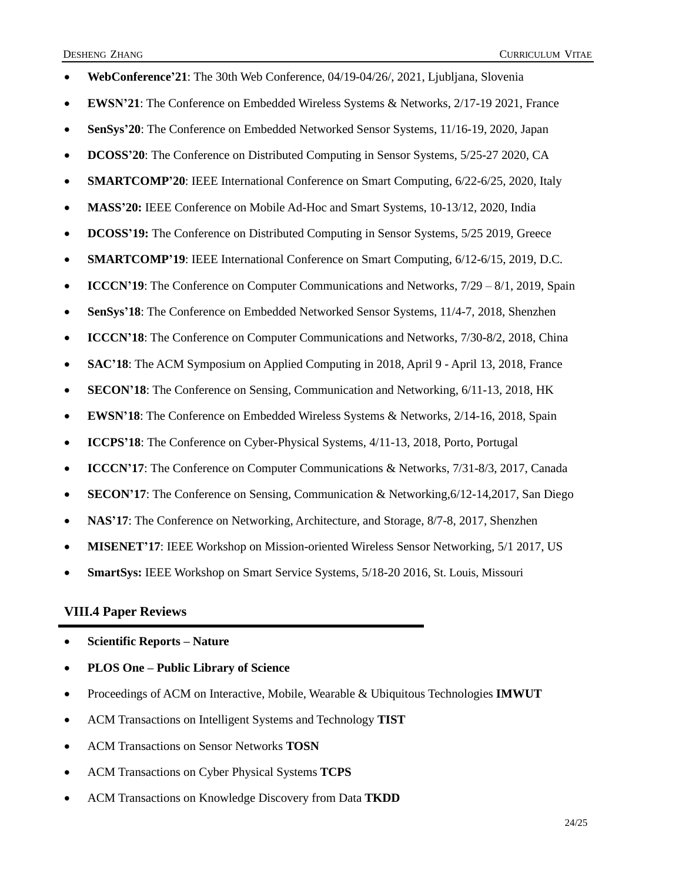- **WebConference'21**: The 30th Web Conference, 04/19-04/26/, 2021, Ljubljana, Slovenia
- **EWSN'21**: The Conference on Embedded Wireless Systems & Networks, 2/17-19 2021, France
- **SenSys'20**: The Conference on Embedded Networked Sensor Systems, 11/16-19, 2020, Japan
- **DCOSS'20**: The Conference on Distributed Computing in Sensor Systems, 5/25-27 2020, CA
- **SMARTCOMP'20**: IEEE International Conference on Smart Computing, 6/22-6/25, 2020, Italy
- **MASS'20:** IEEE Conference on Mobile Ad-Hoc and Smart Systems, 10-13/12, 2020, India
- **DCOSS'19:** The Conference on Distributed Computing in Sensor Systems, 5/25 2019, Greece
- **SMARTCOMP'19**: IEEE International Conference on Smart Computing, 6/12-6/15, 2019, D.C.
- **ICCCN'19**: The Conference on Computer Communications and Networks, 7/29 – 8/1, 2019, Spain
- **SenSys'18**: The Conference on Embedded Networked Sensor Systems, 11/4-7, 2018, Shenzhen
- **ICCCN'18**: The Conference on Computer Communications and Networks, 7/30-8/2, 2018, China
- **SAC'18**: The ACM Symposium on Applied Computing in 2018, April 9 - April 13, 2018, France
- **SECON'18**: The Conference on Sensing, Communication and Networking, 6/11-13, 2018, HK
- **EWSN'18**: The Conference on Embedded Wireless Systems & Networks, 2/14-16, 2018, Spain
- **ICCPS'18**: The Conference on Cyber-Physical Systems, 4/11-13, 2018, Porto, Portugal
- **ICCCN'17**: The Conference on Computer Communications & Networks, 7/31-8/3, 2017, Canada
- **SECON'17**: The Conference on Sensing, Communication & Networking,6/12-14,2017, San Diego
- **NAS'17**: The Conference on Networking, Architecture, and Storage, 8/7-8, 2017, Shenzhen
- **MISENET'17**: IEEE Workshop on Mission-oriented Wireless Sensor Networking, 5/1 2017, US
- **SmartSys:** IEEE Workshop on Smart Service Systems, 5/18-20 2016, St. Louis, Missouri

### VIII.4 Paper Reviews

- **Scientific Reports – Nature**
- **PLOS One – Public Library of Science**
- Proceedings of ACM on Interactive, Mobile, Wearable & Ubiquitous Technologies **IMWUT**
- ACM Transactions on Intelligent Systems and Technology **TIST**
- ACM Transactions on Sensor Networks **TOSN**
- ACM Transactions on Cyber Physical Systems **TCPS**
- ACM Transactions on Knowledge Discovery from Data **TKDD**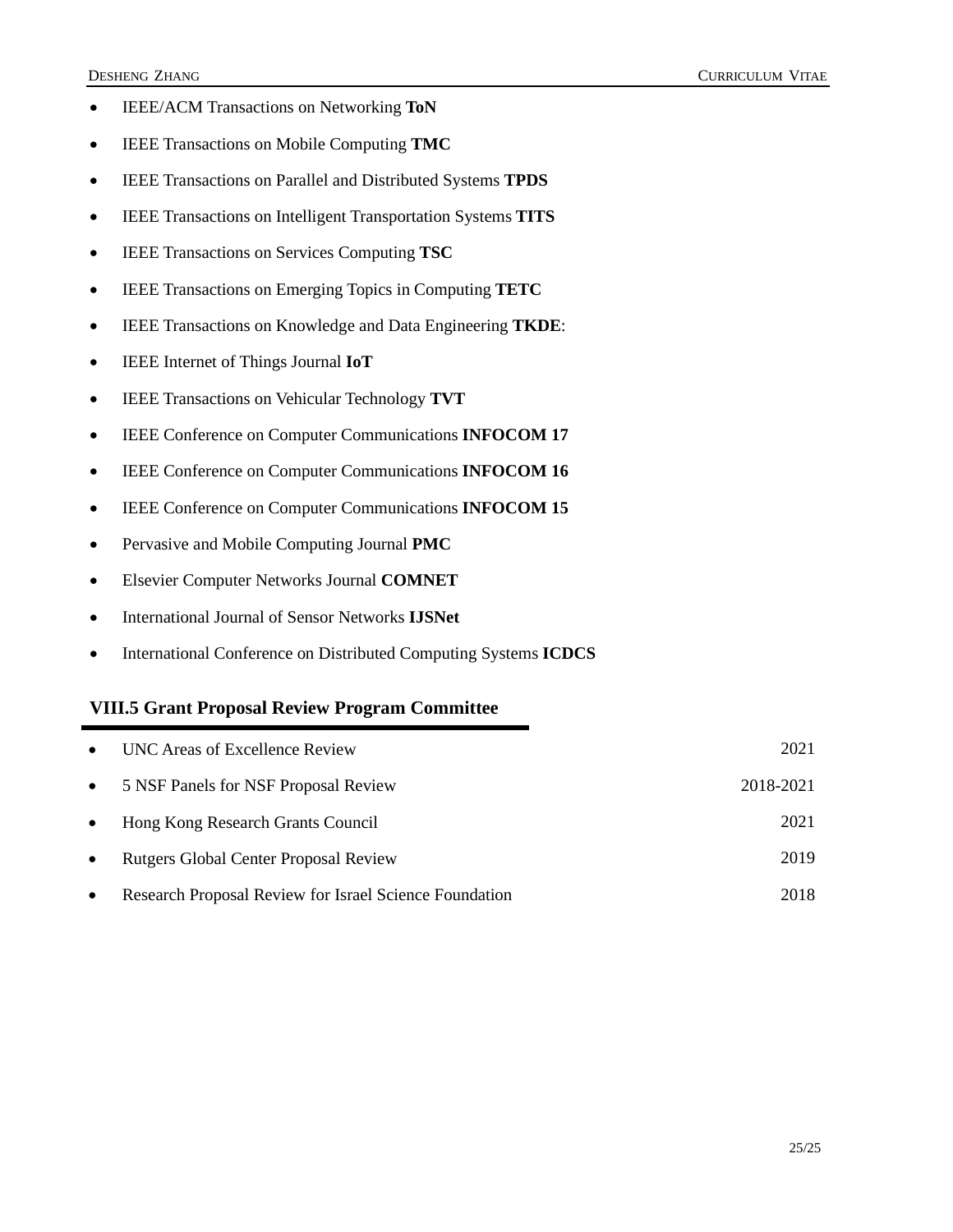- IEEE/ACM Transactions on Networking **ToN**
- IEEE Transactions on Mobile Computing **TMC**
- IEEE Transactions on Parallel and Distributed Systems **TPDS**
- IEEE Transactions on Intelligent Transportation Systems **TITS**
- IEEE Transactions on Services Computing **TSC**
- IEEE Transactions on Emerging Topics in Computing **TETC**
- IEEE Transactions on Knowledge and Data Engineering **TKDE**:
- IEEE Internet of Things Journal **IoT**
- IEEE Transactions on Vehicular Technology **TVT**
- IEEE Conference on Computer Communications **INFOCOM 17**
- IEEE Conference on Computer Communications **INFOCOM 16**
- IEEE Conference on Computer Communications **INFOCOM 15**
- Pervasive and Mobile Computing Journal **PMC**
- Elsevier Computer Networks Journal **COMNET**
- International Journal of Sensor Networks **IJSNet**
- International Conference on Distributed Computing Systems **ICDCS**

### VIII.5 Grant Proposal Review Program Committee

- UNC Areas of Excellence Review 2021
- 5 NSF Panels for NSF Proposal Review 2018-2021
- Hong Kong Research Grants Council 2021
- Rutgers Global Center Proposal Review 2019
- Research Proposal Review for Israel Science Foundation 2018